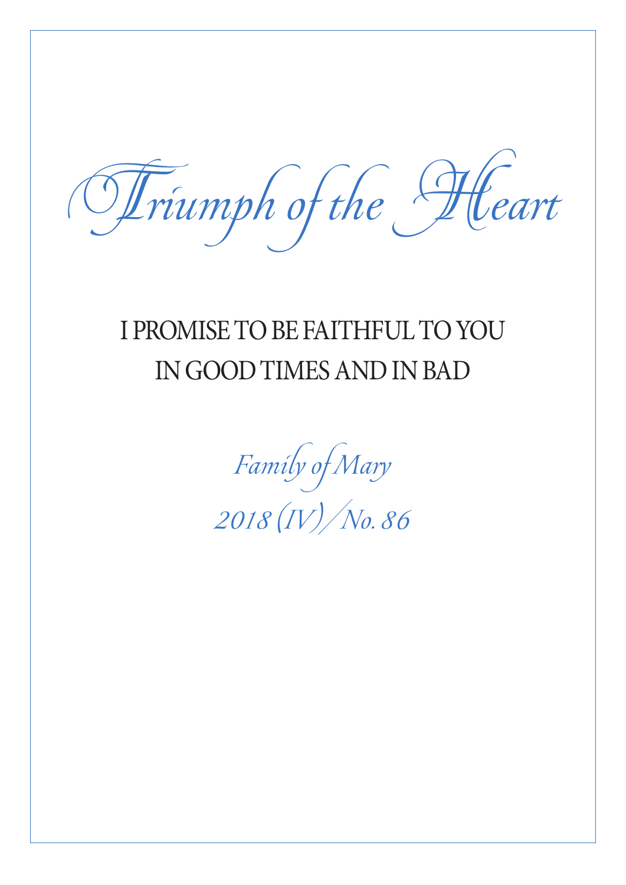# Triumph of the Heart

## I PROMISE TO BE FAITHFUL TO YOU IN GOOD TIMES AND IN BAD

*Family of Mary*

*2018 (IV) / No. 86*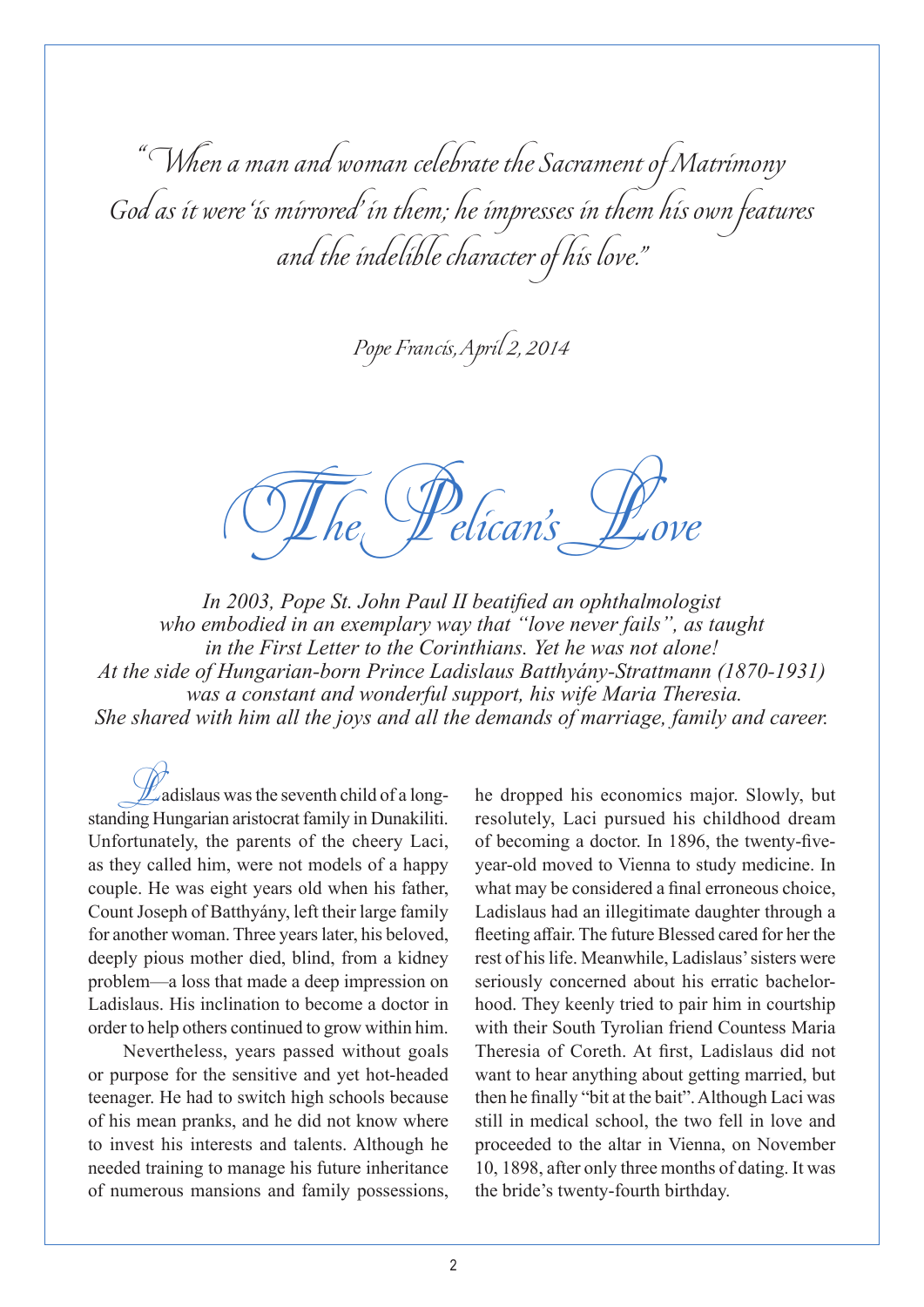*"When a man and woman celebrate the Sacrament of Matrimony God as it were 'is mirrored' in them; he impresses in them his own features and the indelible character of his love."*

*Pope Francis, April 2, 2014*

# The Pelican's Love

*In 2003, Pope St. John Paul II beatified an ophthalmologist who embodied in an exemplary way that "love never fails", as taught in the First Letter to the Corinthians. Yet he was not alone! At the side of Hungarian-born Prince Ladislaus Batthyány-Strattmann (1870-1931) was a constant and wonderful support, his wife Maria Theresia. She shared with him all the joys and all the demands of marriage, family and career.*

Ladislaus was the seventh child of a long-standing Hungarian aristocrat family in Dunakiliti. Unfortunately, the parents of the cheery Laci, as they called him, were not models of a happy couple. He was eight years old when his father, Count Joseph of Batthyány, left their large family for another woman. Three years later, his beloved, deeply pious mother died, blind, from a kidney problem—a loss that made a deep impression on Ladislaus. His inclination to become a doctor in order to help others continued to grow within him.

Nevertheless, years passed without goals or purpose for the sensitive and yet hot-headed teenager. He had to switch high schools because of his mean pranks, and he did not know where to invest his interests and talents. Although he needed training to manage his future inheritance of numerous mansions and family possessions, he dropped his economics major. Slowly, but resolutely, Laci pursued his childhood dream of becoming a doctor. In 1896, the twenty-five-year-old moved to Vienna to study medicine. In what may be considered a final erroneous choice, Ladislaus had an illegitimate daughter through a fleeting affair. The future Blessed cared for her the rest of his life. Meanwhile, Ladislaus' sisters were seriously concerned about his erratic bachelorhood. They keenly tried to pair him in courtship with their South Tyrolian friend Countess Maria Theresia of Coreth. At first, Ladislaus did not want to hear anything about getting married, but then he finally "bit at the bait". Although Laci was still in medical school, the two fell in love and proceeded to the altar in Vienna, on November 10, 1898, after only three months of dating. It was the bride's twenty-fourth birthday.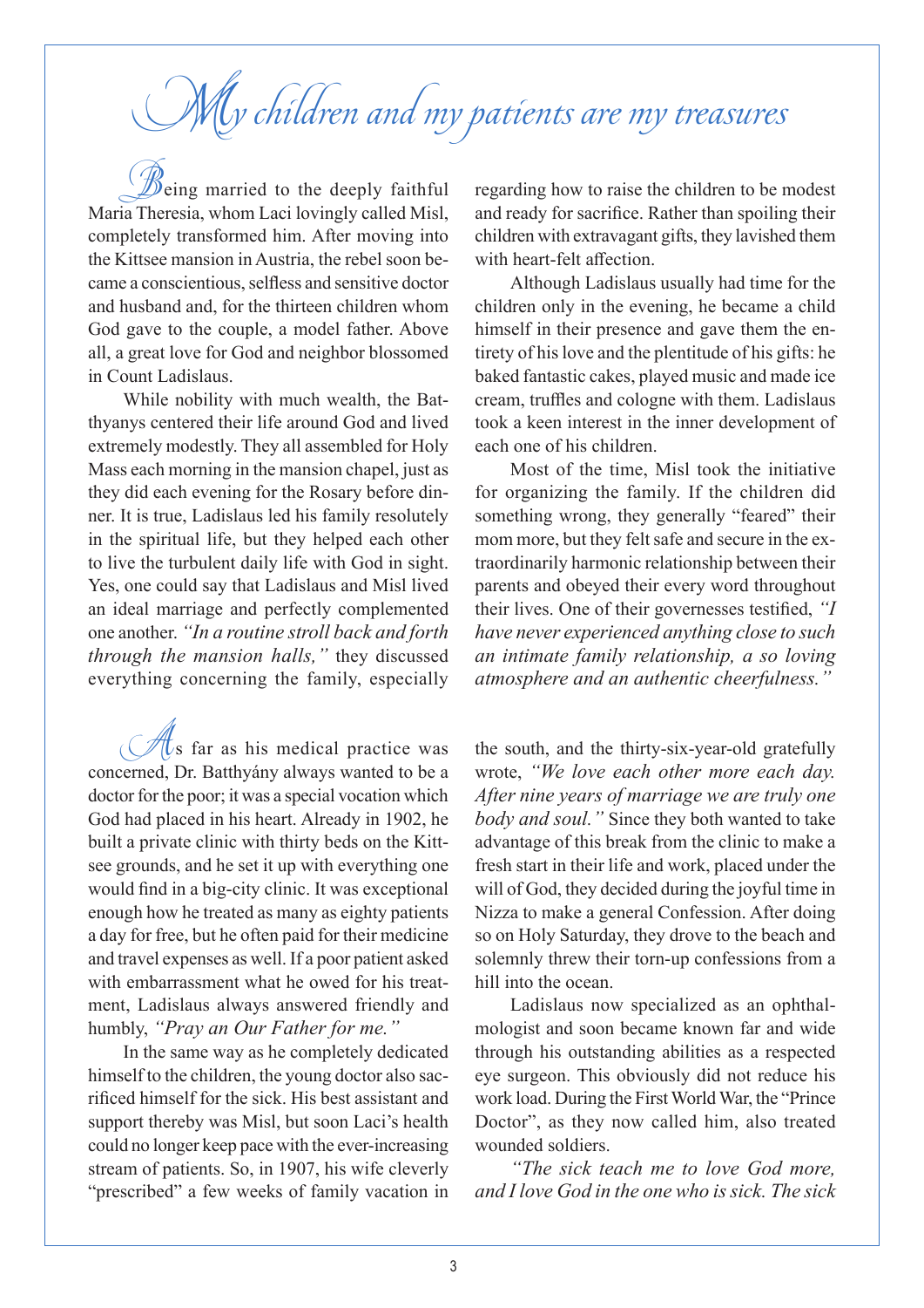# My children and my patients are my treasures

Being married to the deeply faithful Maria Theresia, whom Laci lovingly called Misl, completely transformed him. After moving into the Kittsee mansion in Austria, the rebel soon became a conscientious, selfless and sensitive doctor and husband and, for the thirteen children whom God gave to the couple, a model father. Above all, a great love for God and neighbor blossomed in Count Ladislaus.

While nobility with much wealth, the Batthyanys centered their life around God and lived extremely modestly. They all assembled for Holy Mass each morning in the mansion chapel, just as they did each evening for the Rosary before dinner. It is true, Ladislaus led his family resolutely in the spiritual life, but they helped each other to live the turbulent daily life with God in sight. Yes, one could say that Ladislaus and Misl lived an ideal marriage and perfectly complemented one another. *"In a routine stroll back and forth through the mansion halls,"* they discussed everything concerning the family, especially regarding how to raise the children to be modest and ready for sacrifice. Rather than spoiling their children with extravagant gifts, they lavished them with heart-felt affection.

Although Ladislaus usually had time for the children only in the evening, he became a child himself in their presence and gave them the entirety of his love and the plentitude of his gifts: he baked fantastic cakes, played music and made ice cream, truffles and cologne with them. Ladislaus took a keen interest in the inner development of each one of his children.

Most of the time, Misl took the initiative for organizing the family. If the children did something wrong, they generally "feared" their mom more, but they felt safe and secure in the extraordinarily harmonic relationship between their parents and obeyed their every word throughout their lives. One of their governesses testified, *"I have never experienced anything close to such an intimate family relationship, a so loving atmosphere and an authentic cheerfulness."*

As far as his medical practice was concerned, Dr. Batthyány always wanted to be a doctor for the poor; it was a special vocation which God had placed in his heart. Already in 1902, he built a private clinic with thirty beds on the Kittsee grounds, and he set it up with everything one would find in a big-city clinic. It was exceptional enough how he treated as many as eighty patients a day for free, but he often paid for their medicine and travel expenses as well. If a poor patient asked with embarrassment what he owed for his treatment, Ladislaus always answered friendly and humbly, *"Pray an Our Father for me."*

In the same way as he completely dedicated himself to the children, the young doctor also sacrificed himself for the sick. His best assistant and support thereby was Misl, but soon Laci's health could no longer keep pace with the ever-increasing stream of patients. So, in 1907, his wife cleverly "prescribed" a few weeks of family vacation in the south, and the thirty-six-year-old gratefully wrote, *"We love each other more each day. After nine years of marriage we are truly one body and soul."* Since they both wanted to take advantage of this break from the clinic to make a fresh start in their life and work, placed under the will of God, they decided during the joyful time in Nizza to make a general Confession. After doing so on Holy Saturday, they drove to the beach and solemnly threw their torn-up confessions from a hill into the ocean.

Ladislaus now specialized as an ophthalmologist and soon became known far and wide through his outstanding abilities as a respected eye surgeon. This obviously did not reduce his work load. During the First World War, the "Prince Doctor", as they now called him, also treated wounded soldiers.

*"The sick teach me to love God more, and I love God in the one who is sick. The sick*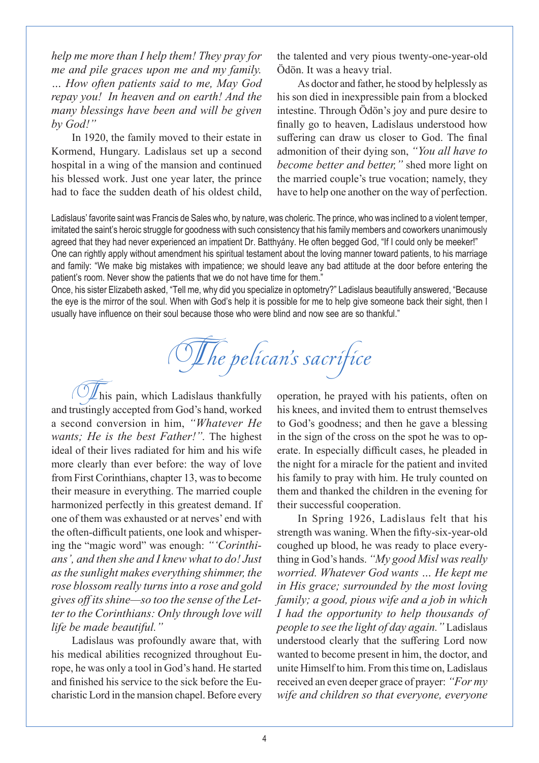*help me more than I help them! They pray for me and pile graces upon me and my family. … How often patients said to me, May God repay you! In heaven and on earth! And the many blessings have been and will be given by God!"*

In 1920, the family moved to their estate in Kormend, Hungary. Ladislaus set up a second hospital in a wing of the mansion and continued his blessed work. Just one year later, the prince had to face the sudden death of his oldest child, the talented and very pious twenty-one-year-old Ödön. It was a heavy trial.

As doctor and father, he stood by helplessly as his son died in inexpressible pain from a blocked intestine. Through Ödön's joy and pure desire to finally go to heaven, Ladislaus understood how suffering can draw us closer to God. The final admonition of their dying son, *"You all have to become better and better,"* shed more light on the married couple's true vocation; namely, they have to help one another on the way of perfection.

Ladislaus' favorite saint was Francis de Sales who, by nature, was choleric. The prince, who was inclined to a violent temper, imitated the saint's heroic struggle for goodness with such consistency that his family members and coworkers unanimously agreed that they had never experienced an impatient Dr. Batthyány. He often begged God, "If I could only be meeker!" One can rightly apply without amendment his spiritual testament about the loving manner toward patients, to his marriage and family: "We make big mistakes with impatience; we should leave any bad attitude at the door before entering the patient's room. Never show the patients that we do not have time for them."

Once, his sister Elizabeth asked, "Tell me, why did you specialize in optometry?" Ladislaus beautifully answered, "Because the eye is the mirror of the soul. When with God's help it is possible for me to help give someone back their sight, then I usually have influence on their soul because those who were blind and now see are so thankful."

## The pelican's sacrifice

This pain, which Ladislaus thankfully and trustingly accepted from God's hand, worked a second conversion in him, *"Whatever He wants; He is the best Father!"*. The highest ideal of their lives radiated for him and his wife more clearly than ever before: the way of love from First Corinthians, chapter 13, was to become their measure in everything. The married couple harmonized perfectly in this greatest demand. If one of them was exhausted or at nerves' end with the often-difficult patients, one look and whispering the "magic word" was enough: *"'Corinthians', and then she and I knew what to do! Just as the sunlight makes everything shimmer, the rose blossom really turns into a rose and gold gives off its shine—so too the sense of the Letter to the Corinthians: Only through love will life be made beautiful."*

Ladislaus was profoundly aware that, with his medical abilities recognized throughout Europe, he was only a tool in God's hand. He started and finished his service to the sick before the Eucharistic Lord in the mansion chapel. Before every operation, he prayed with his patients, often on his knees, and invited them to entrust themselves to God's goodness; and then he gave a blessing in the sign of the cross on the spot he was to operate. In especially difficult cases, he pleaded in the night for a miracle for the patient and invited his family to pray with him. He truly counted on them and thanked the children in the evening for their successful cooperation.

In Spring 1926, Ladislaus felt that his strength was waning. When the fifty-six-year-old coughed up blood, he was ready to place everything in God's hands. *"My good Misl was really worried. Whatever God wants … He kept me in His grace; surrounded by the most loving family; a good, pious wife and a job in which I had the opportunity to help thousands of people to see the light of day again."* Ladislaus understood clearly that the suffering Lord now wanted to become present in him, the doctor, and unite Himself to him. From this time on, Ladislaus received an even deeper grace of prayer: *"For my wife and children so that everyone, everyone*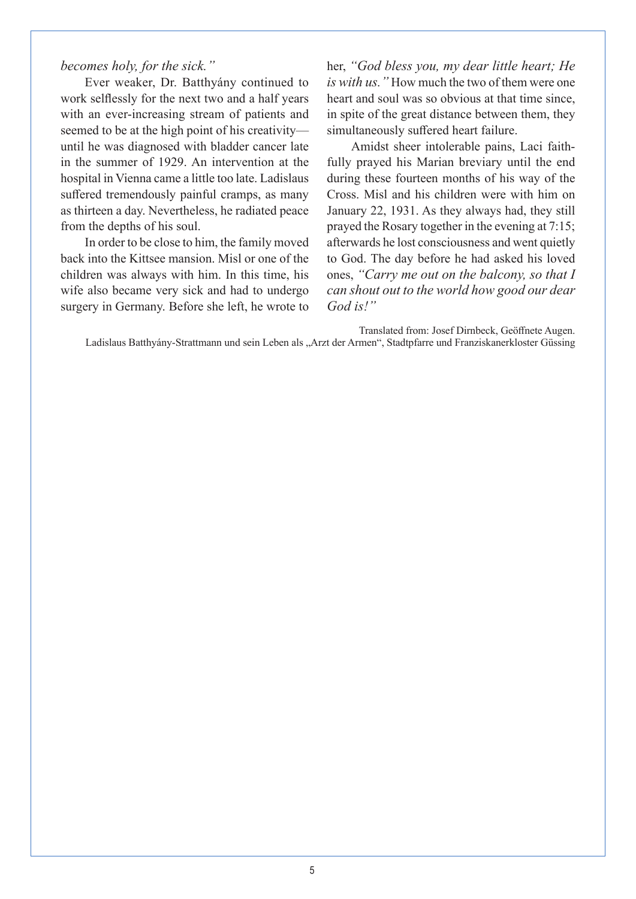*becomes holy, for the sick."*

Ever weaker, Dr. Batthyány continued to work selflessly for the next two and a half years with an ever-increasing stream of patients and seemed to be at the high point of his creativity—until he was diagnosed with bladder cancer late in the summer of 1929. An intervention at the hospital in Vienna came a little too late. Ladislaus suffered tremendously painful cramps, as many as thirteen a day. Nevertheless, he radiated peace from the depths of his soul.

In order to be close to him, the family moved back into the Kittsee mansion. Misl or one of the children was always with him. In this time, his wife also became very sick and had to undergo surgery in Germany. Before she left, he wrote to her, *"God bless you, my dear little heart; He is with us."* How much the two of them were one heart and soul was so obvious at that time since, in spite of the great distance between them, they simultaneously suffered heart failure.

Amidst sheer intolerable pains, Laci faithfully prayed his Marian breviary until the end during these fourteen months of his way of the Cross. Misl and his children were with him on January 22, 1931. As they always had, they still prayed the Rosary together in the evening at 7:15; afterwards he lost consciousness and went quietly to God. The day before he had asked his loved ones, *"Carry me out on the balcony, so that I can shout out to the world how good our dear God is!"*

Translated from: Josef Dirnbeck, Geöffnete Augen. Ladislaus Batthyány-Strattmann und sein Leben als „Arzt der Armen", Stadtpfarre und Franziskanerkloster Güssing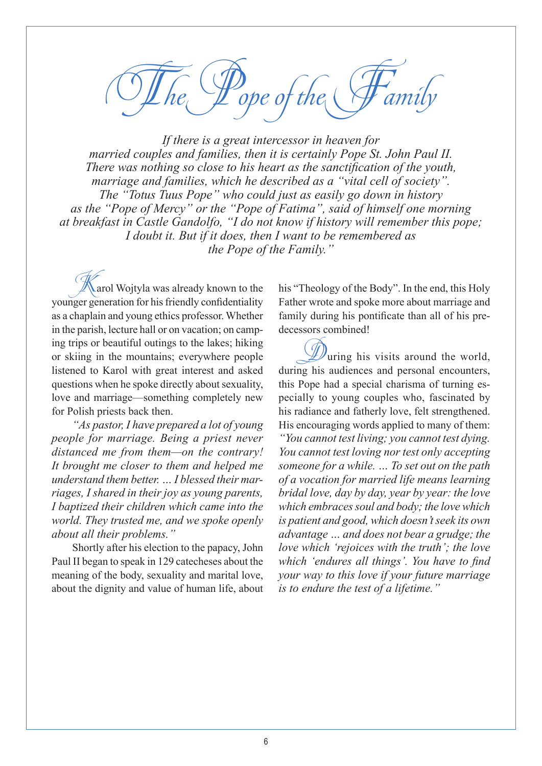# The Pope of the Family

*If there is a great intercessor in heaven for married couples and families, then it is certainly Pope St. John Paul II. There was nothing so close to his heart as the sanctification of the youth, marriage and families, which he described as a "vital cell of society". The "Totus Tuus Pope" who could just as easily go down in history as the "Pope of Mercy" or the "Pope of Fatima", said of himself one morning at breakfast in Castle Gandolfo, "I do not know if history will remember this pope; I doubt it. But if it does, then I want to be remembered as the Pope of the Family."*

Karol Wojtyla was already known to the younger generation for his friendly confidentiality as a chaplain and young ethics professor. Whether in the parish, lecture hall or on vacation; on camping trips or beautiful outings to the lakes; hiking or skiing in the mountains; everywhere people listened to Karol with great interest and asked questions when he spoke directly about sexuality, love and marriage—something completely new for Polish priests back then.

*"As pastor, I have prepared a lot of young people for marriage. Being a priest never distanced me from them—on the contrary! It brought me closer to them and helped me understand them better. … I blessed their marriages, I shared in their joy as young parents, I baptized their children which came into the world. They trusted me, and we spoke openly about all their problems."*

Shortly after his election to the papacy, John Paul II began to speak in 129 catecheses about the meaning of the body, sexuality and marital love, about the dignity and value of human life, about his "Theology of the Body". In the end, this Holy Father wrote and spoke more about marriage and family during his pontificate than all of his predecessors combined!

During his visits around the world, during his audiences and personal encounters, this Pope had a special charisma of turning especially to young couples who, fascinated by his radiance and fatherly love, felt strengthened. His encouraging words applied to many of them: *"You cannot test living; you cannot test dying. You cannot test loving nor test only accepting someone for a while. … To set out on the path of a vocation for married life means learning bridal love, day by day, year by year: the love which embraces soul and body; the love which is patient and good, which doesn't seek its own advantage … and does not bear a grudge; the love which 'rejoices with the truth'; the love which 'endures all things'. You have to find your way to this love if your future marriage is to endure the test of a lifetime."*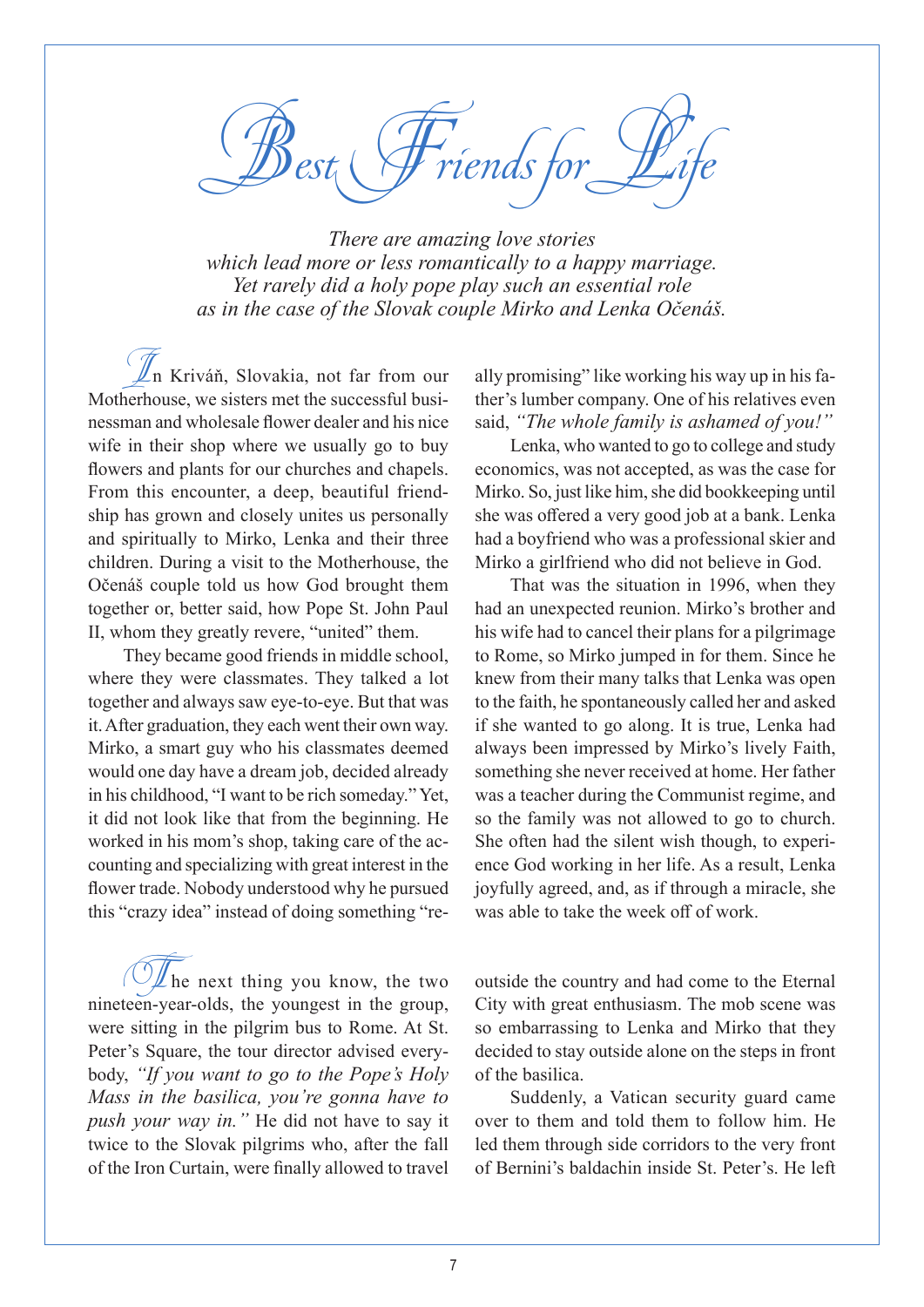# Best Friends for Life

*There are amazing love stories which lead more or less romantically to a happy marriage. Yet rarely did a holy pope play such an essential role as in the case of the Slovak couple Mirko and Lenka Očenáš.*

In Kriváň, Slovakia, not far from our Motherhouse, we sisters met the successful businessman and wholesale flower dealer and his nice wife in their shop where we usually go to buy flowers and plants for our churches and chapels. From this encounter, a deep, beautiful friendship has grown and closely unites us personally and spiritually to Mirko, Lenka and their three children. During a visit to the Motherhouse, the Očenáš couple told us how God brought them together or, better said, how Pope St. John Paul II, whom they greatly revere, "united" them.

They became good friends in middle school, where they were classmates. They talked a lot together and always saw eye-to-eye. But that was it. After graduation, they each went their own way. Mirko, a smart guy who his classmates deemed would one day have a dream job, decided already in his childhood, "I want to be rich someday." Yet, it did not look like that from the beginning. He worked in his mom's shop, taking care of the accounting and specializing with great interest in the flower trade. Nobody understood why he pursued this "crazy idea" instead of doing something "really promising" like working his way up in his father's lumber company. One of his relatives even said, *"The whole family is ashamed of you!"*

Lenka, who wanted to go to college and study economics, was not accepted, as was the case for Mirko. So, just like him, she did bookkeeping until she was offered a very good job at a bank. Lenka had a boyfriend who was a professional skier and Mirko a girlfriend who did not believe in God.

That was the situation in 1996, when they had an unexpected reunion. Mirko's brother and his wife had to cancel their plans for a pilgrimage to Rome, so Mirko jumped in for them. Since he knew from their many talks that Lenka was open to the faith, he spontaneously called her and asked if she wanted to go along. It is true, Lenka had always been impressed by Mirko's lively Faith, something she never received at home. Her father was a teacher during the Communist regime, and so the family was not allowed to go to church. She often had the silent wish though, to experience God working in her life. As a result, Lenka joyfully agreed, and, as if through a miracle, she was able to take the week off of work.

The next thing you know, the two nineteen-year-olds, the youngest in the group, were sitting in the pilgrim bus to Rome. At St. Peter's Square, the tour director advised everybody, *"If you want to go to the Pope's Holy Mass in the basilica, you're gonna have to push your way in."* He did not have to say it twice to the Slovak pilgrims who, after the fall of the Iron Curtain, were finally allowed to travel outside the country and had come to the Eternal City with great enthusiasm. The mob scene was so embarrassing to Lenka and Mirko that they decided to stay outside alone on the steps in front of the basilica.

Suddenly, a Vatican security guard came over to them and told them to follow him. He led them through side corridors to the very front of Bernini's baldachin inside St. Peter's. He left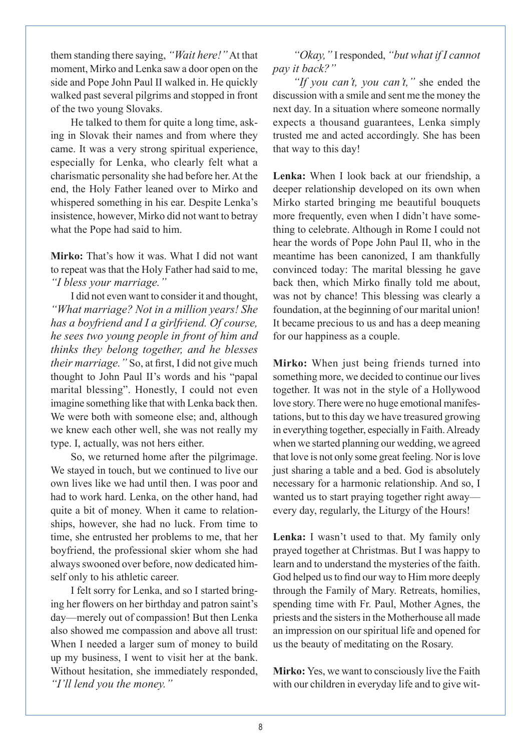them standing there saying, *"Wait here!"* At that moment, Mirko and Lenka saw a door open on the side and Pope John Paul II walked in. He quickly walked past several pilgrims and stopped in front of the two young Slovaks.

He talked to them for quite a long time, asking in Slovak their names and from where they came. It was a very strong spiritual experience, especially for Lenka, who clearly felt what a charismatic personality she had before her. At the end, the Holy Father leaned over to Mirko and whispered something in his ear. Despite Lenka's insistence, however, Mirko did not want to betray what the Pope had said to him.

**Mirko:** That's how it was. What I did not want to repeat was that the Holy Father had said to me, *"I bless your marriage."*

I did not even want to consider it and thought, *"What marriage? Not in a million years! She has a boyfriend and I a girlfriend. Of course, he sees two young people in front of him and thinks they belong together, and he blesses their marriage."* So, at first, I did not give much thought to John Paul II's words and his "papal marital blessing". Honestly, I could not even imagine something like that with Lenka back then. We were both with someone else; and, although we knew each other well, she was not really my type. I, actually, was not hers either.

So, we returned home after the pilgrimage. We stayed in touch, but we continued to live our own lives like we had until then. I was poor and had to work hard. Lenka, on the other hand, had quite a bit of money. When it came to relationships, however, she had no luck. From time to time, she entrusted her problems to me, that her boyfriend, the professional skier whom she had always swooned over before, now dedicated himself only to his athletic career.

I felt sorry for Lenka, and so I started bringing her flowers on her birthday and patron saint's day—merely out of compassion! But then Lenka also showed me compassion and above all trust: When I needed a larger sum of money to build up my business, I went to visit her at the bank. Without hesitation, she immediately responded, *"I'll lend you the money."*

*"Okay,"* I responded, *"but what if I cannot pay it back?"*

*"If you can't, you can't,"* she ended the discussion with a smile and sent me the money the next day. In a situation where someone normally expects a thousand guarantees, Lenka simply trusted me and acted accordingly. She has been that way to this day!

**Lenka:** When I look back at our friendship, a deeper relationship developed on its own when Mirko started bringing me beautiful bouquets more frequently, even when I didn't have something to celebrate. Although in Rome I could not hear the words of Pope John Paul II, who in the meantime has been canonized, I am thankfully convinced today: The marital blessing he gave back then, which Mirko finally told me about, was not by chance! This blessing was clearly a foundation, at the beginning of our marital union! It became precious to us and has a deep meaning for our happiness as a couple.

**Mirko:** When just being friends turned into something more, we decided to continue our lives together. It was not in the style of a Hollywood love story. There were no huge emotional manifestations, but to this day we have treasured growing in everything together, especially in Faith. Already when we started planning our wedding, we agreed that love is not only some great feeling. Nor is love just sharing a table and a bed. God is absolutely necessary for a harmonic relationship. And so, I wanted us to start praying together right away—every day, regularly, the Liturgy of the Hours!

**Lenka:** I wasn't used to that. My family only prayed together at Christmas. But I was happy to learn and to understand the mysteries of the faith. God helped us to find our way to Him more deeply through the Family of Mary. Retreats, homilies, spending time with Fr. Paul, Mother Agnes, the priests and the sisters in the Motherhouse all made an impression on our spiritual life and opened for us the beauty of meditating on the Rosary.

**Mirko:** Yes, we want to consciously live the Faith with our children in everyday life and to give wit-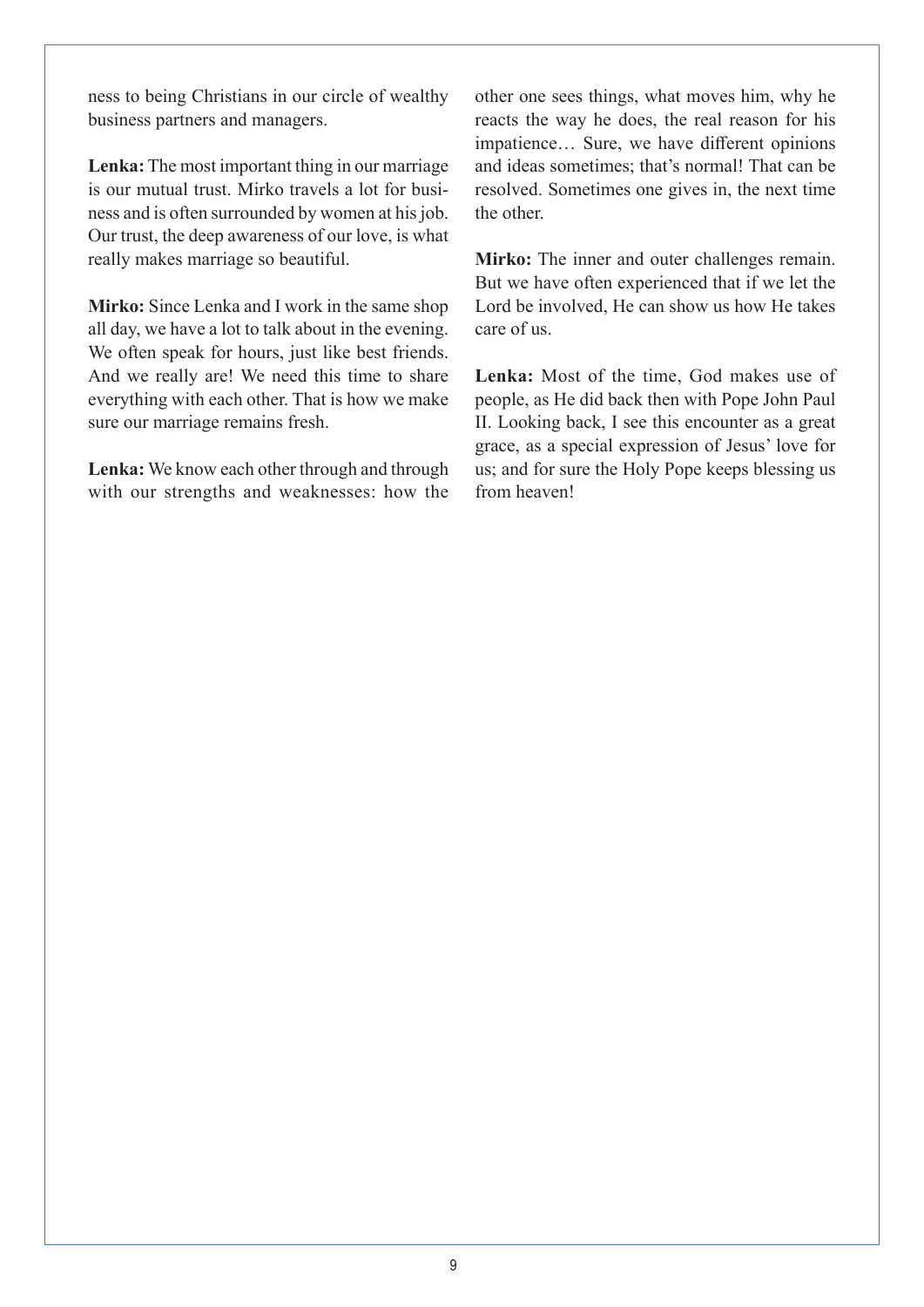ness to being Christians in our circle of wealthy business partners and managers.

**Lenka:** The most important thing in our marriage is our mutual trust. Mirko travels a lot for business and is often surrounded by women at his job. Our trust, the deep awareness of our love, is what really makes marriage so beautiful.

**Mirko:** Since Lenka and I work in the same shop all day, we have a lot to talk about in the evening. We often speak for hours, just like best friends. And we really are! We need this time to share everything with each other. That is how we make sure our marriage remains fresh.

**Lenka:** We know each other through and through with our strengths and weaknesses: how the other one sees things, what moves him, why he reacts the way he does, the real reason for his impatience… Sure, we have different opinions and ideas sometimes; that's normal! That can be resolved. Sometimes one gives in, the next time the other.

**Mirko:** The inner and outer challenges remain. But we have often experienced that if we let the Lord be involved, He can show us how He takes care of us.

**Lenka:** Most of the time, God makes use of people, as He did back then with Pope John Paul II. Looking back, I see this encounter as a great grace, as a special expression of Jesus' love for us; and for sure the Holy Pope keeps blessing us from heaven!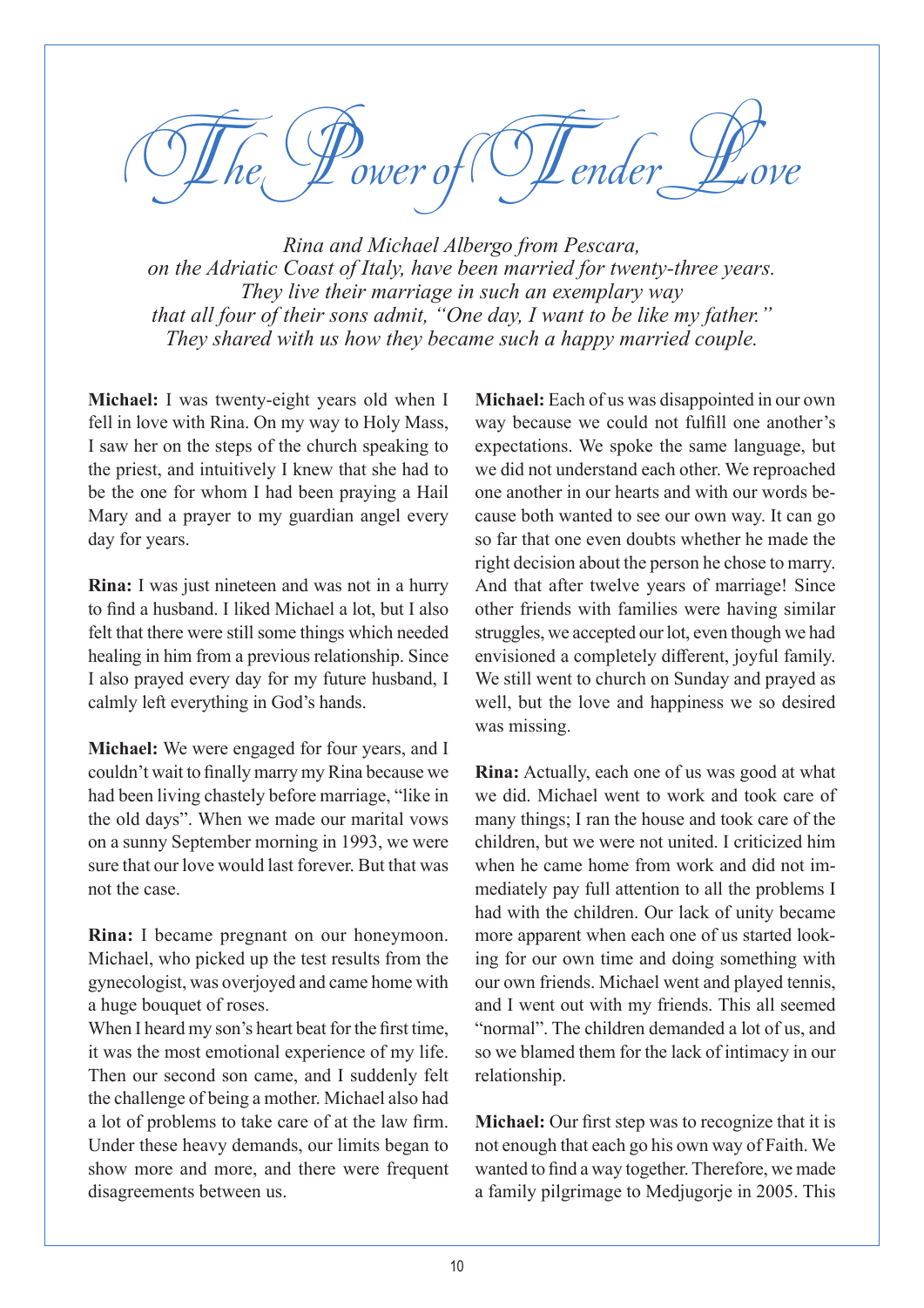# The Power of Tender Love

*Rina and Michael Albergo from Pescara, on the Adriatic Coast of Italy, have been married for twenty-three years. They live their marriage in such an exemplary way that all four of their sons admit, "One day, I want to be like my father." They shared with us how they became such a happy married couple.*

**Michael:** I was twenty-eight years old when I fell in love with Rina. On my way to Holy Mass, I saw her on the steps of the church speaking to the priest, and intuitively I knew that she had to be the one for whom I had been praying a Hail Mary and a prayer to my guardian angel every day for years.

**Rina:** I was just nineteen and was not in a hurry to find a husband. I liked Michael a lot, but I also felt that there were still some things which needed healing in him from a previous relationship. Since I also prayed every day for my future husband, I calmly left everything in God's hands.

**Michael:** We were engaged for four years, and I couldn't wait to finally marry my Rina because we had been living chastely before marriage, "like in the old days". When we made our marital vows on a sunny September morning in 1993, we were sure that our love would last forever. But that was not the case.

**Rina:** I became pregnant on our honeymoon. Michael, who picked up the test results from the gynecologist, was overjoyed and came home with a huge bouquet of roses.
When I heard my son's heart beat for the first time, it was the most emotional experience of my life. Then our second son came, and I suddenly felt the challenge of being a mother. Michael also had a lot of problems to take care of at the law firm. Under these heavy demands, our limits began to show more and more, and there were frequent disagreements between us.

**Michael:** Each of us was disappointed in our own way because we could not fulfill one another's expectations. We spoke the same language, but we did not understand each other. We reproached one another in our hearts and with our words because both wanted to see our own way. It can go so far that one even doubts whether he made the right decision about the person he chose to marry. And that after twelve years of marriage! Since other friends with families were having similar struggles, we accepted our lot, even though we had envisioned a completely different, joyful family. We still went to church on Sunday and prayed as well, but the love and happiness we so desired was missing.

**Rina:** Actually, each one of us was good at what we did. Michael went to work and took care of many things; I ran the house and took care of the children, but we were not united. I criticized him when he came home from work and did not immediately pay full attention to all the problems I had with the children. Our lack of unity became more apparent when each one of us started looking for our own time and doing something with our own friends. Michael went and played tennis, and I went out with my friends. This all seemed "normal". The children demanded a lot of us, and so we blamed them for the lack of intimacy in our relationship.

**Michael:** Our first step was to recognize that it is not enough that each go his own way of Faith. We wanted to find a way together. Therefore, we made a family pilgrimage to Medjugorje in 2005. This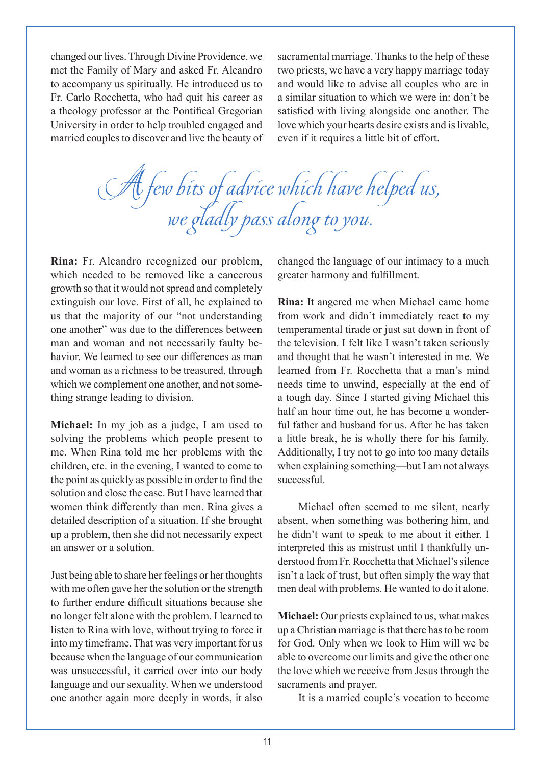changed our lives. Through Divine Providence, we met the Family of Mary and asked Fr. Aleandro to accompany us spiritually. He introduced us to Fr. Carlo Rocchetta, who had quit his career as a theology professor at the Pontifical Gregorian University in order to help troubled engaged and married couples to discover and live the beauty of sacramental marriage. Thanks to the help of these two priests, we have a very happy marriage today and would like to advise all couples who are in a similar situation to which we were in: don't be satisfied with living alongside one another. The love which your hearts desire exists and is livable, even if it requires a little bit of effort.

## *A few bits of advice which have helped us, we gladly pass along to you.*

**Rina:** Fr. Aleandro recognized our problem, which needed to be removed like a cancerous growth so that it would not spread and completely extinguish our love. First of all, he explained to us that the majority of our "not understanding one another" was due to the differences between man and woman and not necessarily faulty behavior. We learned to see our differences as man and woman as a richness to be treasured, through which we complement one another, and not something strange leading to division.

**Michael:** In my job as a judge, I am used to solving the problems which people present to me. When Rina told me her problems with the children, etc. in the evening, I wanted to come to the point as quickly as possible in order to find the solution and close the case. But I have learned that women think differently than men. Rina gives a detailed description of a situation. If she brought up a problem, then she did not necessarily expect an answer or a solution.

Just being able to share her feelings or her thoughts with me often gave her the solution or the strength to further endure difficult situations because she no longer felt alone with the problem. I learned to listen to Rina with love, without trying to force it into my timeframe. That was very important for us because when the language of our communication was unsuccessful, it carried over into our body language and our sexuality. When we understood one another again more deeply in words, it also changed the language of our intimacy to a much greater harmony and fulfillment.

**Rina:** It angered me when Michael came home from work and didn't immediately react to my temperamental tirade or just sat down in front of the television. I felt like I wasn't taken seriously and thought that he wasn't interested in me. We learned from Fr. Rocchetta that a man's mind needs time to unwind, especially at the end of a tough day. Since I started giving Michael this half an hour time out, he has become a wonderful father and husband for us. After he has taken a little break, he is wholly there for his family. Additionally, I try not to go into too many details when explaining something—but I am not always successful.

Michael often seemed to me silent, nearly absent, when something was bothering him, and he didn't want to speak to me about it either. I interpreted this as mistrust until I thankfully understood from Fr. Rocchetta that Michael's silence isn't a lack of trust, but often simply the way that men deal with problems. He wanted to do it alone.

**Michael:** Our priests explained to us, what makes up a Christian marriage is that there has to be room for God. Only when we look to Him will we be able to overcome our limits and give the other one the love which we receive from Jesus through the sacraments and prayer.

It is a married couple's vocation to become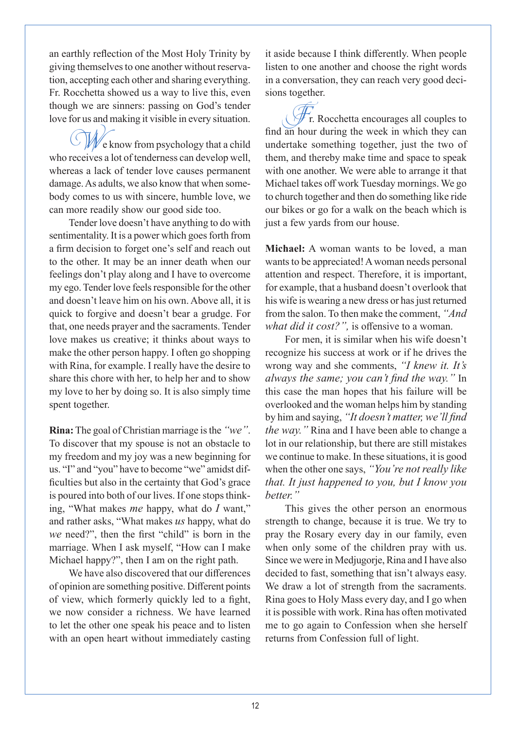an earthly reflection of the Most Holy Trinity by giving themselves to one another without reservation, accepting each other and sharing everything. Fr. Rocchetta showed us a way to live this, even though we are sinners: passing on God's tender love for us and making it visible in every situation.

We know from psychology that a child who receives a lot of tenderness can develop well, whereas a lack of tender love causes permanent damage. As adults, we also know that when somebody comes to us with sincere, humble love, we can more readily show our good side too.

Tender love doesn't have anything to do with sentimentality. It is a power which goes forth from a firm decision to forget one's self and reach out to the other. It may be an inner death when our feelings don't play along and I have to overcome my ego. Tender love feels responsible for the other and doesn't leave him on his own. Above all, it is quick to forgive and doesn't bear a grudge. For that, one needs prayer and the sacraments. Tender love makes us creative; it thinks about ways to make the other person happy. I often go shopping with Rina, for example. I really have the desire to share this chore with her, to help her and to show my love to her by doing so. It is also simply time spent together.

**Rina:** The goal of Christian marriage is the *"we"*. To discover that my spouse is not an obstacle to my freedom and my joy was a new beginning for us. "I" and "you" have to become "we" amidst difficulties but also in the certainty that God's grace is poured into both of our lives. If one stops thinking, "What makes *me* happy, what do *I* want," and rather asks, "What makes *us* happy, what do *we* need?", then the first "child" is born in the marriage. When I ask myself, "How can I make Michael happy?", then I am on the right path.

We have also discovered that our differences of opinion are something positive. Different points of view, which formerly quickly led to a fight, we now consider a richness. We have learned to let the other one speak his peace and to listen with an open heart without immediately casting it aside because I think differently. When people listen to one another and choose the right words in a conversation, they can reach very good decisions together.

Fr. Rocchetta encourages all couples to find an hour during the week in which they can undertake something together, just the two of them, and thereby make time and space to speak with one another. We were able to arrange it that Michael takes off work Tuesday mornings. We go to church together and then do something like ride our bikes or go for a walk on the beach which is just a few yards from our house.

**Michael:** A woman wants to be loved, a man wants to be appreciated! A woman needs personal attention and respect. Therefore, it is important, for example, that a husband doesn't overlook that his wife is wearing a new dress or has just returned from the salon. To then make the comment, *"And what did it cost?"*, is offensive to a woman.

For men, it is similar when his wife doesn't recognize his success at work or if he drives the wrong way and she comments, *"I knew it. It's always the same; you can't find the way."* In this case the man hopes that his failure will be overlooked and the woman helps him by standing by him and saying, *"It doesn't matter, we'll find the way."* Rina and I have been able to change a lot in our relationship, but there are still mistakes we continue to make. In these situations, it is good when the other one says, *"You're not really like that. It just happened to you, but I know you better."*

This gives the other person an enormous strength to change, because it is true. We try to pray the Rosary every day in our family, even when only some of the children pray with us. Since we were in Medjugorje, Rina and I have also decided to fast, something that isn't always easy. We draw a lot of strength from the sacraments. Rina goes to Holy Mass every day, and I go when it is possible with work. Rina has often motivated me to go again to Confession when she herself returns from Confession full of light.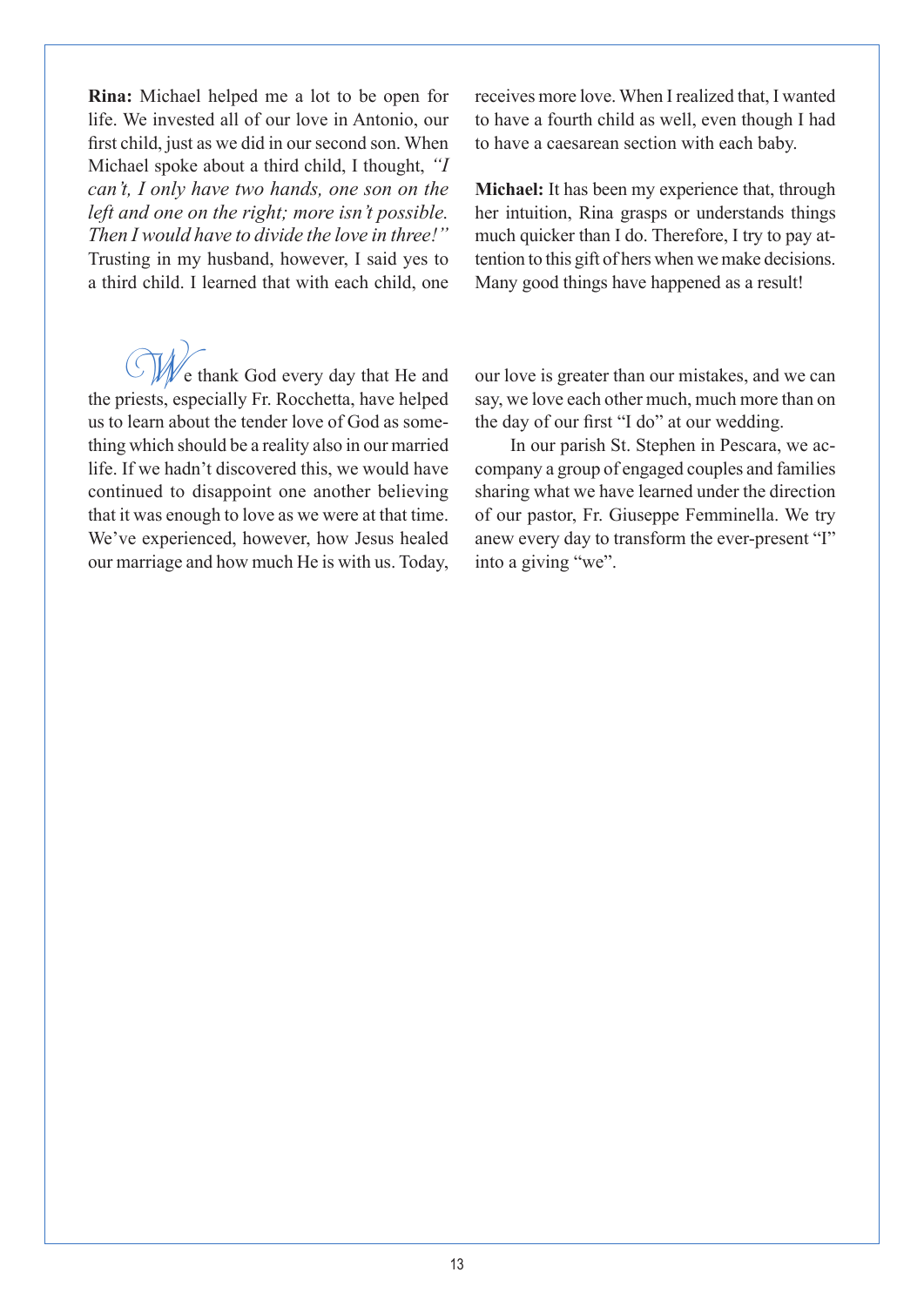**Rina:** Michael helped me a lot to be open for life. We invested all of our love in Antonio, our first child, just as we did in our second son. When Michael spoke about a third child, I thought, *"I can't, I only have two hands, one son on the left and one on the right; more isn't possible. Then I would have to divide the love in three!"* Trusting in my husband, however, I said yes to a third child. I learned that with each child, one receives more love. When I realized that, I wanted to have a fourth child as well, even though I had to have a caesarean section with each baby.

**Michael:** It has been my experience that, through her intuition, Rina grasps or understands things much quicker than I do. Therefore, I try to pay attention to this gift of hers when we make decisions. Many good things have happened as a result!

We thank God every day that He and the priests, especially Fr. Rocchetta, have helped us to learn about the tender love of God as something which should be a reality also in our married life. If we hadn't discovered this, we would have continued to disappoint one another believing that it was enough to love as we were at that time. We've experienced, however, how Jesus healed our marriage and how much He is with us. Today, our love is greater than our mistakes, and we can say, we love each other much, much more than on the day of our first "I do" at our wedding.

In our parish St. Stephen in Pescara, we accompany a group of engaged couples and families sharing what we have learned under the direction of our pastor, Fr. Giuseppe Femminella. We try anew every day to transform the ever-present "I" into a giving "we".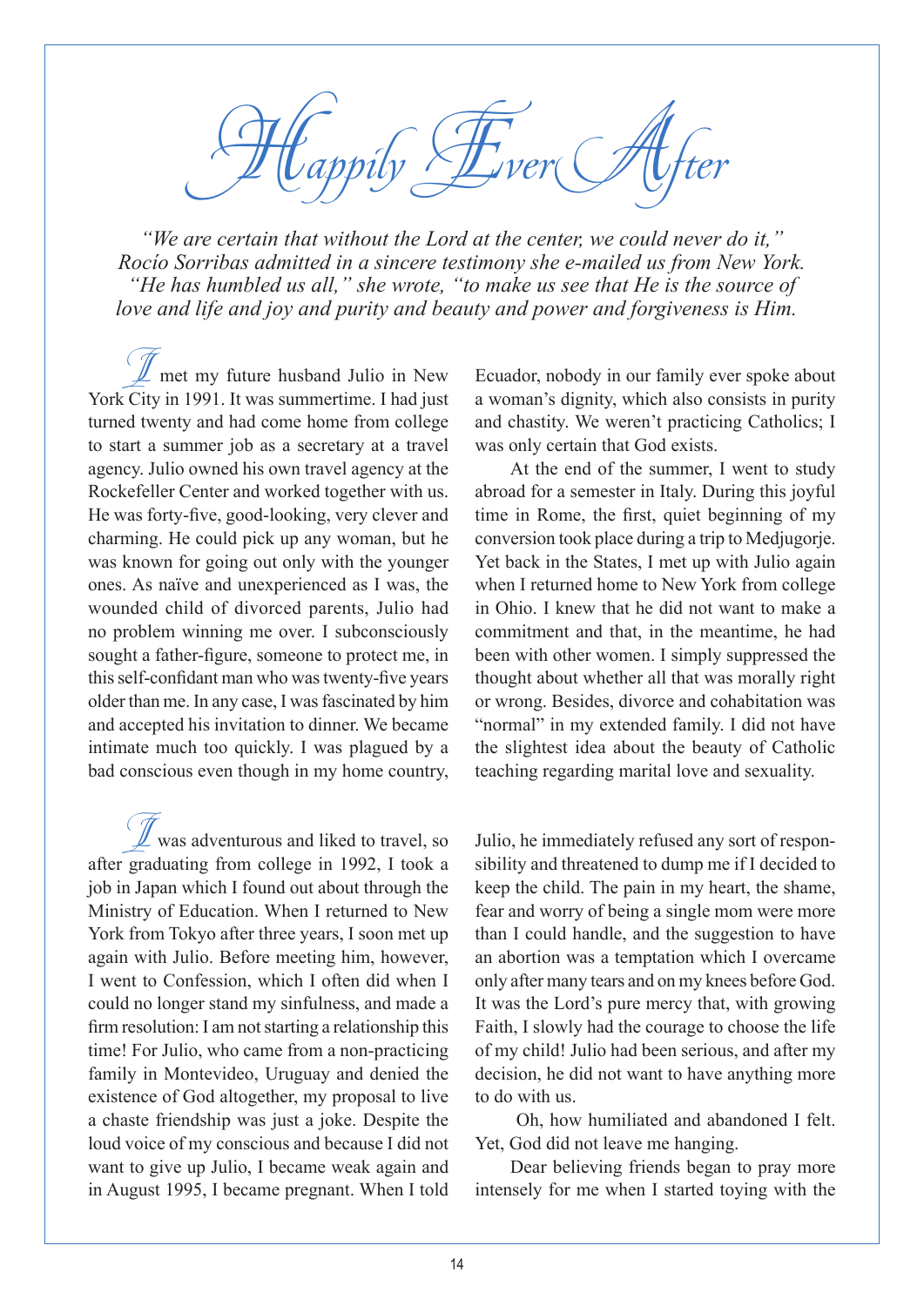# Happily Ever After

*"We are certain that without the Lord at the center, we could never do it," Rocío Sorribas admitted in a sincere testimony she e-mailed us from New York. "He has humbled us all," she wrote, "to make us see that He is the source of love and life and joy and purity and beauty and power and forgiveness is Him.*

I met my future husband Julio in New York City in 1991. It was summertime. I had just turned twenty and had come home from college to start a summer job as a secretary at a travel agency. Julio owned his own travel agency at the Rockefeller Center and worked together with us. He was forty-five, good-looking, very clever and charming. He could pick up any woman, but he was known for going out only with the younger ones. As naïve and unexperienced as I was, the wounded child of divorced parents, Julio had no problem winning me over. I subconsciously sought a father-figure, someone to protect me, in this self-confidant man who was twenty-five years older than me. In any case, I was fascinated by him and accepted his invitation to dinner. We became intimate much too quickly. I was plagued by a bad conscious even though in my home country, Ecuador, nobody in our family ever spoke about a woman's dignity, which also consists in purity and chastity. We weren't practicing Catholics; I was only certain that God exists.

At the end of the summer, I went to study abroad for a semester in Italy. During this joyful time in Rome, the first, quiet beginning of my conversion took place during a trip to Medjugorje. Yet back in the States, I met up with Julio again when I returned home to New York from college in Ohio. I knew that he did not want to make a commitment and that, in the meantime, he had been with other women. I simply suppressed the thought about whether all that was morally right or wrong. Besides, divorce and cohabitation was "normal" in my extended family. I did not have the slightest idea about the beauty of Catholic teaching regarding marital love and sexuality.

I was adventurous and liked to travel, so after graduating from college in 1992, I took a job in Japan which I found out about through the Ministry of Education. When I returned to New York from Tokyo after three years, I soon met up again with Julio. Before meeting him, however, I went to Confession, which I often did when I could no longer stand my sinfulness, and made a firm resolution: I am not starting a relationship this time! For Julio, who came from a non-practicing family in Montevideo, Uruguay and denied the existence of God altogether, my proposal to live a chaste friendship was just a joke. Despite the loud voice of my conscious and because I did not want to give up Julio, I became weak again and in August 1995, I became pregnant. When I told Julio, he immediately refused any sort of responsibility and threatened to dump me if I decided to keep the child. The pain in my heart, the shame, fear and worry of being a single mom were more than I could handle, and the suggestion to have an abortion was a temptation which I overcame only after many tears and on my knees before God. It was the Lord's pure mercy that, with growing Faith, I slowly had the courage to choose the life of my child! Julio had been serious, and after my decision, he did not want to have anything more to do with us.

Oh, how humiliated and abandoned I felt. Yet, God did not leave me hanging.

Dear believing friends began to pray more intensely for me when I started toying with the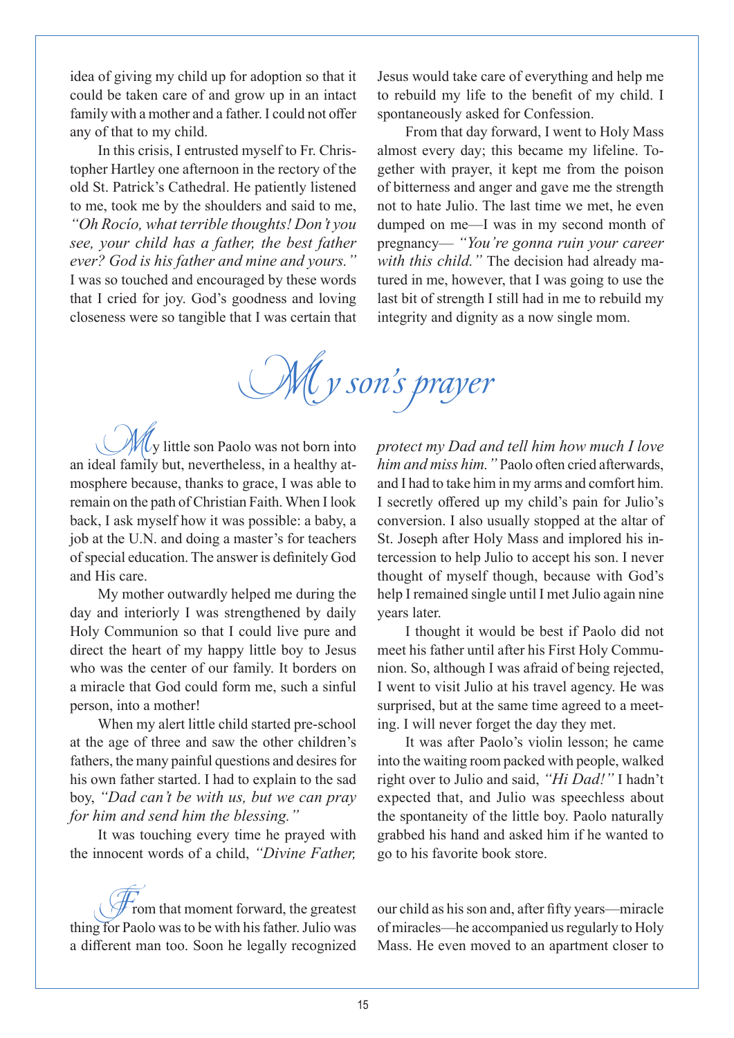idea of giving my child up for adoption so that it could be taken care of and grow up in an intact family with a mother and a father. I could not offer any of that to my child.

In this crisis, I entrusted myself to Fr. Christopher Hartley one afternoon in the rectory of the old St. Patrick's Cathedral. He patiently listened to me, took me by the shoulders and said to me, *"Oh Rocío, what terrible thoughts! Don't you see, your child has a father, the best father ever? God is his father and mine and yours."* I was so touched and encouraged by these words that I cried for joy. God's goodness and loving closeness were so tangible that I was certain that Jesus would take care of everything and help me to rebuild my life to the benefit of my child. I spontaneously asked for Confession.

From that day forward, I went to Holy Mass almost every day; this became my lifeline. Together with prayer, it kept me from the poison of bitterness and anger and gave me the strength not to hate Julio. The last time we met, he even dumped on me—I was in my second month of pregnancy— *"You're gonna ruin your career with this child."* The decision had already matured in me, however, that I was going to use the last bit of strength I still had in me to rebuild my integrity and dignity as a now single mom.

## My son's prayer

My little son Paolo was not born into an ideal family but, nevertheless, in a healthy atmosphere because, thanks to grace, I was able to remain on the path of Christian Faith. When I look back, I ask myself how it was possible: a baby, a job at the U.N. and doing a master's for teachers of special education. The answer is definitely God and His care.

My mother outwardly helped me during the day and interiorly I was strengthened by daily Holy Communion so that I could live pure and direct the heart of my happy little boy to Jesus who was the center of our family. It borders on a miracle that God could form me, such a sinful person, into a mother!

When my alert little child started pre-school at the age of three and saw the other children's fathers, the many painful questions and desires for his own father started. I had to explain to the sad boy, *"Dad can't be with us, but we can pray for him and send him the blessing."*

It was touching every time he prayed with the innocent words of a child, *"Divine Father, protect my Dad and tell him how much I love him and miss him."* Paolo often cried afterwards, and I had to take him in my arms and comfort him. I secretly offered up my child's pain for Julio's conversion. I also usually stopped at the altar of St. Joseph after Holy Mass and implored his intercession to help Julio to accept his son. I never thought of myself though, because with God's help I remained single until I met Julio again nine years later.

I thought it would be best if Paolo did not meet his father until after his First Holy Communion. So, although I was afraid of being rejected, I went to visit Julio at his travel agency. He was surprised, but at the same time agreed to a meeting. I will never forget the day they met.

It was after Paolo's violin lesson; he came into the waiting room packed with people, walked right over to Julio and said, *"Hi Dad!"* I hadn't expected that, and Julio was speechless about the spontaneity of the little boy. Paolo naturally grabbed his hand and asked him if he wanted to go to his favorite book store.

From that moment forward, the greatest thing for Paolo was to be with his father. Julio was a different man too. Soon he legally recognized our child as his son and, after fifty years—miracle of miracles—he accompanied us regularly to Holy Mass. He even moved to an apartment closer to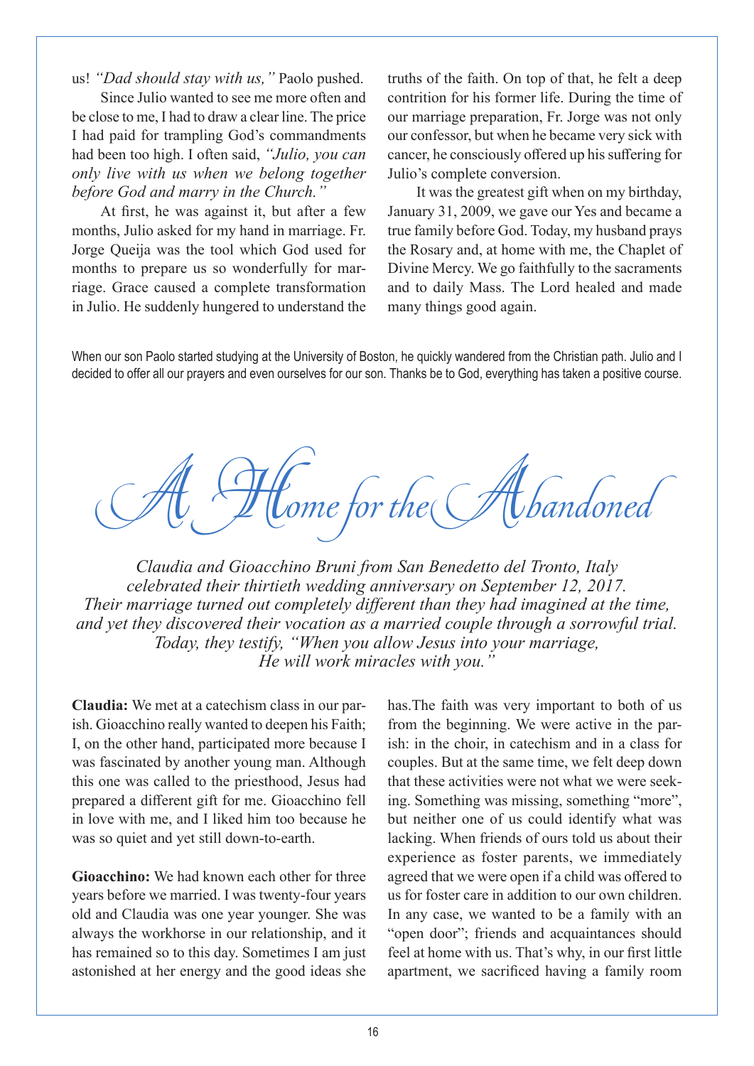us! *"Dad should stay with us,"* Paolo pushed.

Since Julio wanted to see me more often and be close to me, I had to draw a clear line. The price I had paid for trampling God's commandments had been too high. I often said, *"Julio, you can only live with us when we belong together before God and marry in the Church."*

At first, he was against it, but after a few months, Julio asked for my hand in marriage. Fr. Jorge Queija was the tool which God used for months to prepare us so wonderfully for marriage. Grace caused a complete transformation in Julio. He suddenly hungered to understand the truths of the faith. On top of that, he felt a deep contrition for his former life. During the time of our marriage preparation, Fr. Jorge was not only our confessor, but when he became very sick with cancer, he consciously offered up his suffering for Julio's complete conversion.

It was the greatest gift when on my birthday, January 31, 2009, we gave our Yes and became a true family before God. Today, my husband prays the Rosary and, at home with me, the Chaplet of Divine Mercy. We go faithfully to the sacraments and to daily Mass. The Lord healed and made many things good again.

When our son Paolo started studying at the University of Boston, he quickly wandered from the Christian path. Julio and I decided to offer all our prayers and even ourselves for our son. Thanks be to God, everything has taken a positive course.

# A Home for the Abandoned

*Claudia and Gioacchino Bruni from San Benedetto del Tronto, Italy celebrated their thirtieth wedding anniversary on September 12, 2017. Their marriage turned out completely different than they had imagined at the time, and yet they discovered their vocation as a married couple through a sorrowful trial. Today, they testify, "When you allow Jesus into your marriage, He will work miracles with you."*

**Claudia:** We met at a catechism class in our parish. Gioacchino really wanted to deepen his Faith; I, on the other hand, participated more because I was fascinated by another young man. Although this one was called to the priesthood, Jesus had prepared a different gift for me. Gioacchino fell in love with me, and I liked him too because he was so quiet and yet still down-to-earth.

**Gioacchino:** We had known each other for three years before we married. I was twenty-four years old and Claudia was one year younger. She was always the workhorse in our relationship, and it has remained so to this day. Sometimes I am just astonished at her energy and the good ideas she has.The faith was very important to both of us from the beginning. We were active in the parish: in the choir, in catechism and in a class for couples. But at the same time, we felt deep down that these activities were not what we were seeking. Something was missing, something "more", but neither one of us could identify what was lacking. When friends of ours told us about their experience as foster parents, we immediately agreed that we were open if a child was offered to us for foster care in addition to our own children. In any case, we wanted to be a family with an "open door"; friends and acquaintances should feel at home with us. That's why, in our first little apartment, we sacrificed having a family room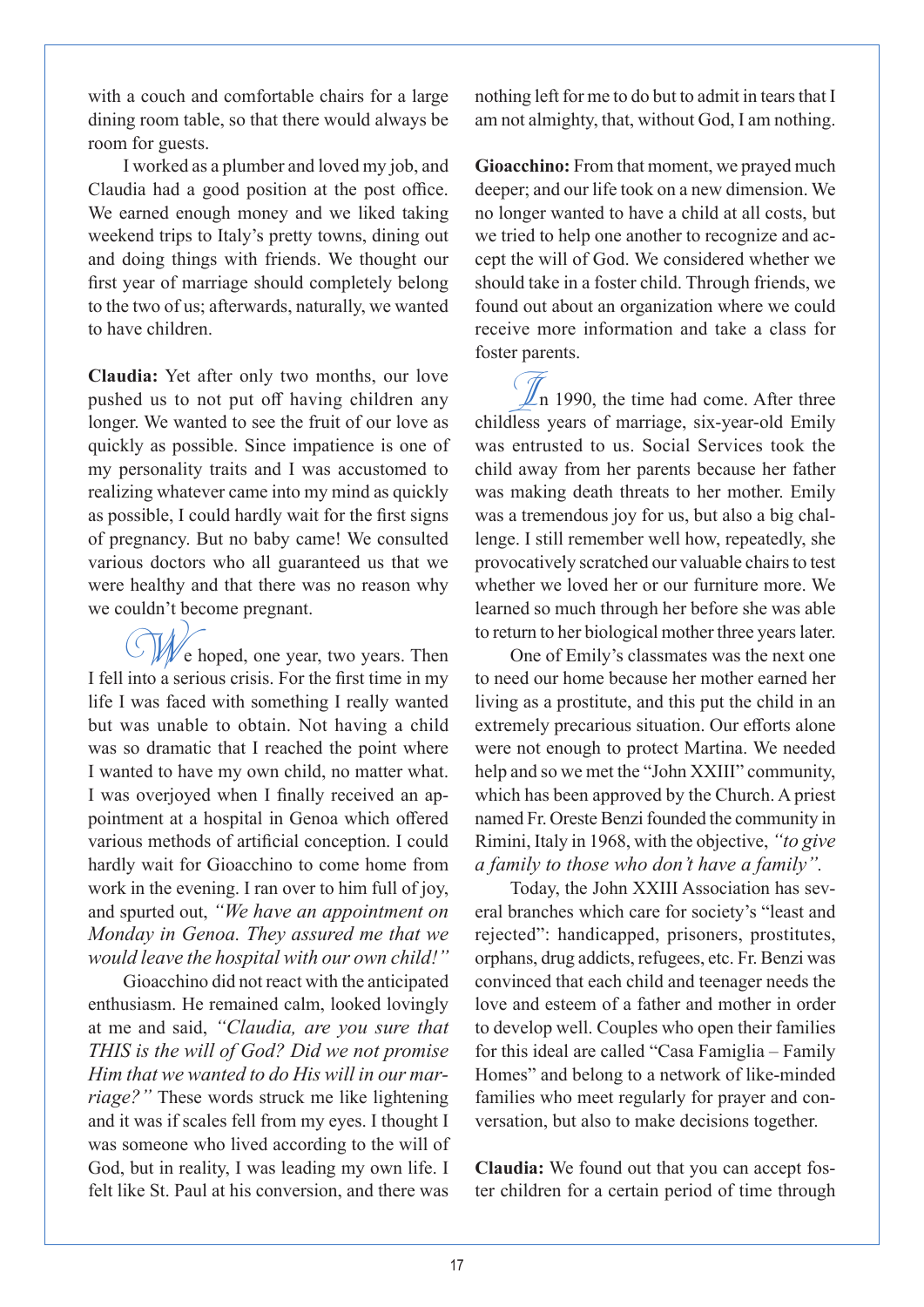with a couch and comfortable chairs for a large dining room table, so that there would always be room for guests.

I worked as a plumber and loved my job, and Claudia had a good position at the post office. We earned enough money and we liked taking weekend trips to Italy's pretty towns, dining out and doing things with friends. We thought our first year of marriage should completely belong to the two of us; afterwards, naturally, we wanted to have children.

**Claudia:** Yet after only two months, our love pushed us to not put off having children any longer. We wanted to see the fruit of our love as quickly as possible. Since impatience is one of my personality traits and I was accustomed to realizing whatever came into my mind as quickly as possible, I could hardly wait for the first signs of pregnancy. But no baby came! We consulted various doctors who all guaranteed us that we were healthy and that there was no reason why we couldn't become pregnant.

We hoped, one year, two years. Then I fell into a serious crisis. For the first time in my life I was faced with something I really wanted but was unable to obtain. Not having a child was so dramatic that I reached the point where I wanted to have my own child, no matter what. I was overjoyed when I finally received an appointment at a hospital in Genoa which offered various methods of artificial conception. I could hardly wait for Gioacchino to come home from work in the evening. I ran over to him full of joy, and spurted out, *"We have an appointment on Monday in Genoa. They assured me that we would leave the hospital with our own child!"*

Gioacchino did not react with the anticipated enthusiasm. He remained calm, looked lovingly at me and said, *"Claudia, are you sure that THIS is the will of God? Did we not promise Him that we wanted to do His will in our marriage?"* These words struck me like lightening and it was if scales fell from my eyes. I thought I was someone who lived according to the will of God, but in reality, I was leading my own life. I felt like St. Paul at his conversion, and there was nothing left for me to do but to admit in tears that I am not almighty, that, without God, I am nothing.

**Gioacchino:** From that moment, we prayed much deeper; and our life took on a new dimension. We no longer wanted to have a child at all costs, but we tried to help one another to recognize and accept the will of God. We considered whether we should take in a foster child. Through friends, we found out about an organization where we could receive more information and take a class for foster parents.

In 1990, the time had come. After three childless years of marriage, six-year-old Emily was entrusted to us. Social Services took the child away from her parents because her father was making death threats to her mother. Emily was a tremendous joy for us, but also a big challenge. I still remember well how, repeatedly, she provocatively scratched our valuable chairs to test whether we loved her or our furniture more. We learned so much through her before she was able to return to her biological mother three years later.

One of Emily's classmates was the next one to need our home because her mother earned her living as a prostitute, and this put the child in an extremely precarious situation. Our efforts alone were not enough to protect Martina. We needed help and so we met the "John XXIII" community, which has been approved by the Church. A priest named Fr. Oreste Benzi founded the community in Rimini, Italy in 1968, with the objective, *"to give a family to those who don't have a family".*

Today, the John XXIII Association has several branches which care for society's "least and rejected": handicapped, prisoners, prostitutes, orphans, drug addicts, refugees, etc. Fr. Benzi was convinced that each child and teenager needs the love and esteem of a father and mother in order to develop well. Couples who open their families for this ideal are called "Casa Famiglia – Family Homes" and belong to a network of like-minded families who meet regularly for prayer and conversation, but also to make decisions together.

**Claudia:** We found out that you can accept foster children for a certain period of time through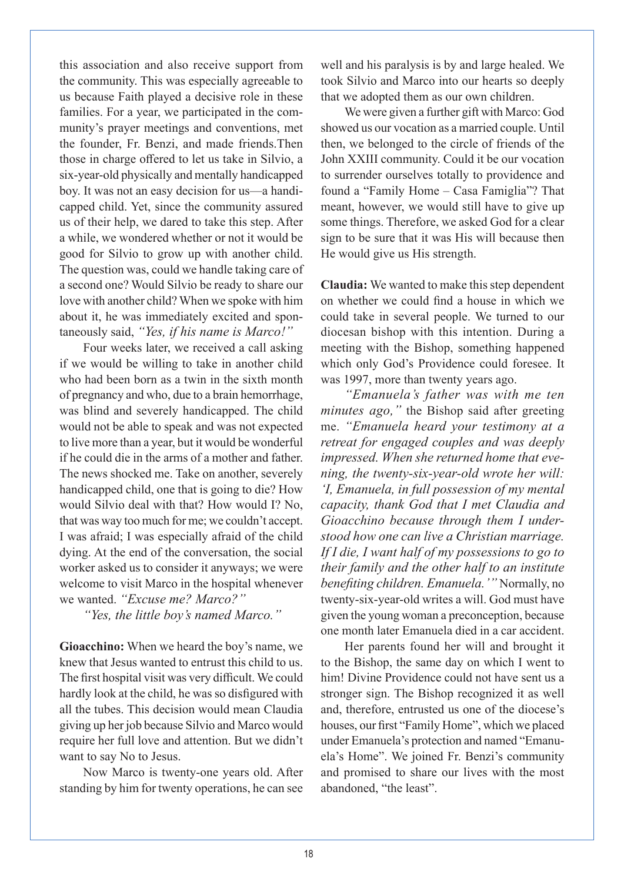this association and also receive support from the community. This was especially agreeable to us because Faith played a decisive role in these families. For a year, we participated in the community's prayer meetings and conventions, met the founder, Fr. Benzi, and made friends.Then those in charge offered to let us take in Silvio, a six-year-old physically and mentally handicapped boy. It was not an easy decision for us—a handicapped child. Yet, since the community assured us of their help, we dared to take this step. After a while, we wondered whether or not it would be good for Silvio to grow up with another child. The question was, could we handle taking care of a second one? Would Silvio be ready to share our love with another child? When we spoke with him about it, he was immediately excited and spontaneously said, *"Yes, if his name is Marco!"*

Four weeks later, we received a call asking if we would be willing to take in another child who had been born as a twin in the sixth month of pregnancy and who, due to a brain hemorrhage, was blind and severely handicapped. The child would not be able to speak and was not expected to live more than a year, but it would be wonderful if he could die in the arms of a mother and father. The news shocked me. Take on another, severely handicapped child, one that is going to die? How would Silvio deal with that? How would I? No, that was way too much for me; we couldn't accept. I was afraid; I was especially afraid of the child dying. At the end of the conversation, the social worker asked us to consider it anyways; we were welcome to visit Marco in the hospital whenever we wanted. *"Excuse me? Marco?"*

*"Yes, the little boy's named Marco."*

**Gioacchino:** When we heard the boy's name, we knew that Jesus wanted to entrust this child to us. The first hospital visit was very difficult. We could hardly look at the child, he was so disfigured with all the tubes. This decision would mean Claudia giving up her job because Silvio and Marco would require her full love and attention. But we didn't want to say No to Jesus.

Now Marco is twenty-one years old. After standing by him for twenty operations, he can see well and his paralysis is by and large healed. We took Silvio and Marco into our hearts so deeply that we adopted them as our own children.

We were given a further gift with Marco: God showed us our vocation as a married couple. Until then, we belonged to the circle of friends of the John XXIII community. Could it be our vocation to surrender ourselves totally to providence and found a "Family Home – Casa Famiglia"? That meant, however, we would still have to give up some things. Therefore, we asked God for a clear sign to be sure that it was His will because then He would give us His strength.

**Claudia:** We wanted to make this step dependent on whether we could find a house in which we could take in several people. We turned to our diocesan bishop with this intention. During a meeting with the Bishop, something happened which only God's Providence could foresee. It was 1997, more than twenty years ago.

*"Emanuela's father was with me ten minutes ago,"* the Bishop said after greeting me. *"Emanuela heard your testimony at a retreat for engaged couples and was deeply impressed. When she returned home that evening, the twenty-six-year-old wrote her will: 'I, Emanuela, in full possession of my mental capacity, thank God that I met Claudia and Gioacchino because through them I understood how one can live a Christian marriage. If I die, I want half of my possessions to go to their family and the other half to an institute benefiting children. Emanuela.'"* Normally, no twenty-six-year-old writes a will. God must have given the young woman a preconception, because one month later Emanuela died in a car accident.

Her parents found her will and brought it to the Bishop, the same day on which I went to him! Divine Providence could not have sent us a stronger sign. The Bishop recognized it as well and, therefore, entrusted us one of the diocese's houses, our first "Family Home", which we placed under Emanuela's protection and named "Emanuela's Home". We joined Fr. Benzi's community and promised to share our lives with the most abandoned, "the least".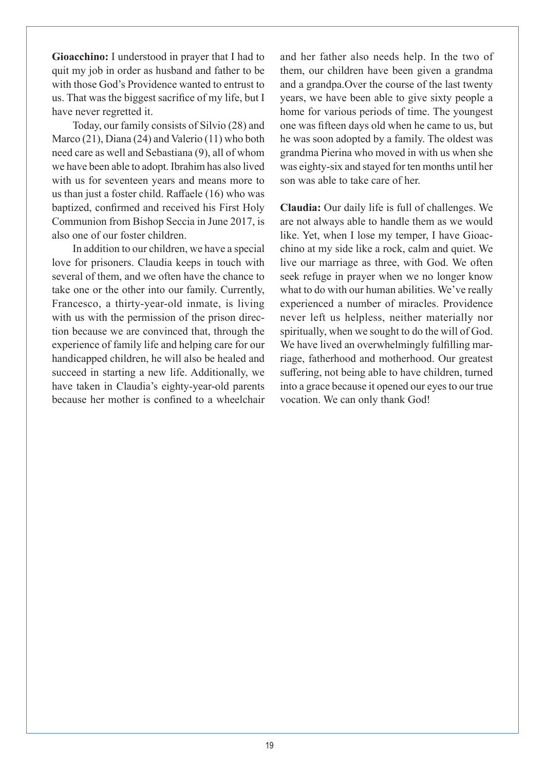**Gioacchino:** I understood in prayer that I had to quit my job in order as husband and father to be with those God's Providence wanted to entrust to us. That was the biggest sacrifice of my life, but I have never regretted it.

Today, our family consists of Silvio (28) and Marco (21), Diana (24) and Valerio (11) who both need care as well and Sebastiana (9), all of whom we have been able to adopt. Ibrahim has also lived with us for seventeen years and means more to us than just a foster child. Raffaele (16) who was baptized, confirmed and received his First Holy Communion from Bishop Seccia in June 2017, is also one of our foster children.

In addition to our children, we have a special love for prisoners. Claudia keeps in touch with several of them, and we often have the chance to take one or the other into our family. Currently, Francesco, a thirty-year-old inmate, is living with us with the permission of the prison direction because we are convinced that, through the experience of family life and helping care for our handicapped children, he will also be healed and succeed in starting a new life. Additionally, we have taken in Claudia's eighty-year-old parents because her mother is confined to a wheelchair and her father also needs help. In the two of them, our children have been given a grandma and a grandpa.Over the course of the last twenty years, we have been able to give sixty people a home for various periods of time. The youngest one was fifteen days old when he came to us, but he was soon adopted by a family. The oldest was grandma Pierina who moved in with us when she was eighty-six and stayed for ten months until her son was able to take care of her.

**Claudia:** Our daily life is full of challenges. We are not always able to handle them as we would like. Yet, when I lose my temper, I have Gioacchino at my side like a rock, calm and quiet. We live our marriage as three, with God. We often seek refuge in prayer when we no longer know what to do with our human abilities. We've really experienced a number of miracles. Providence never left us helpless, neither materially nor spiritually, when we sought to do the will of God. We have lived an overwhelmingly fulfilling marriage, fatherhood and motherhood. Our greatest suffering, not being able to have children, turned into a grace because it opened our eyes to our true vocation. We can only thank God!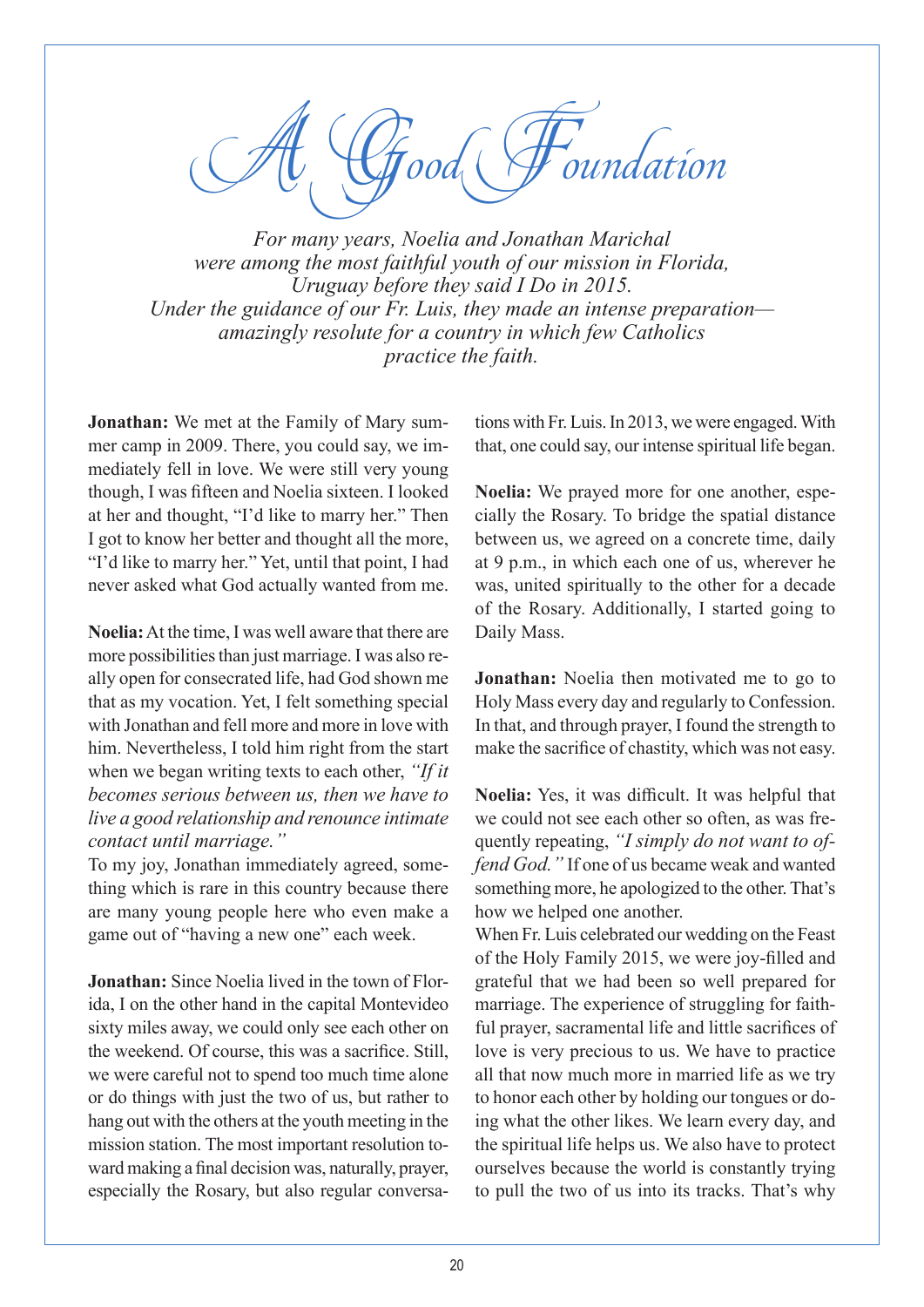# A Good Foundation

*For many years, Noelia and Jonathan Marichal were among the most faithful youth of our mission in Florida, Uruguay before they said I Do in 2015. Under the guidance of our Fr. Luis, they made an intense preparation—amazingly resolute for a country in which few Catholics practice the faith.*

**Jonathan:** We met at the Family of Mary summer camp in 2009. There, you could say, we immediately fell in love. We were still very young though, I was fifteen and Noelia sixteen. I looked at her and thought, "I'd like to marry her." Then I got to know her better and thought all the more, "I'd like to marry her." Yet, until that point, I had never asked what God actually wanted from me.

**Noelia:** At the time, I was well aware that there are more possibilities than just marriage. I was also really open for consecrated life, had God shown me that as my vocation. Yet, I felt something special with Jonathan and fell more and more in love with him. Nevertheless, I told him right from the start when we began writing texts to each other, *"If it becomes serious between us, then we have to live a good relationship and renounce intimate contact until marriage."*

To my joy, Jonathan immediately agreed, something which is rare in this country because there are many young people here who even make a game out of "having a new one" each week.

**Jonathan:** Since Noelia lived in the town of Florida, I on the other hand in the capital Montevideo sixty miles away, we could only see each other on the weekend. Of course, this was a sacrifice. Still, we were careful not to spend too much time alone or do things with just the two of us, but rather to hang out with the others at the youth meeting in the mission station. The most important resolution toward making a final decision was, naturally, prayer, especially the Rosary, but also regular conversations with Fr. Luis. In 2013, we were engaged. With that, one could say, our intense spiritual life began.

**Noelia:** We prayed more for one another, especially the Rosary. To bridge the spatial distance between us, we agreed on a concrete time, daily at 9 p.m., in which each one of us, wherever he was, united spiritually to the other for a decade of the Rosary. Additionally, I started going to Daily Mass.

**Jonathan:** Noelia then motivated me to go to Holy Mass every day and regularly to Confession. In that, and through prayer, I found the strength to make the sacrifice of chastity, which was not easy.

**Noelia:** Yes, it was difficult. It was helpful that we could not see each other so often, as was frequently repeating, *"I simply do not want to offend God."* If one of us became weak and wanted something more, he apologized to the other. That's how we helped one another.

When Fr. Luis celebrated our wedding on the Feast of the Holy Family 2015, we were joy-filled and grateful that we had been so well prepared for marriage. The experience of struggling for faithful prayer, sacramental life and little sacrifices of love is very precious to us. We have to practice all that now much more in married life as we try to honor each other by holding our tongues or doing what the other likes. We learn every day, and the spiritual life helps us. We also have to protect ourselves because the world is constantly trying to pull the two of us into its tracks. That's why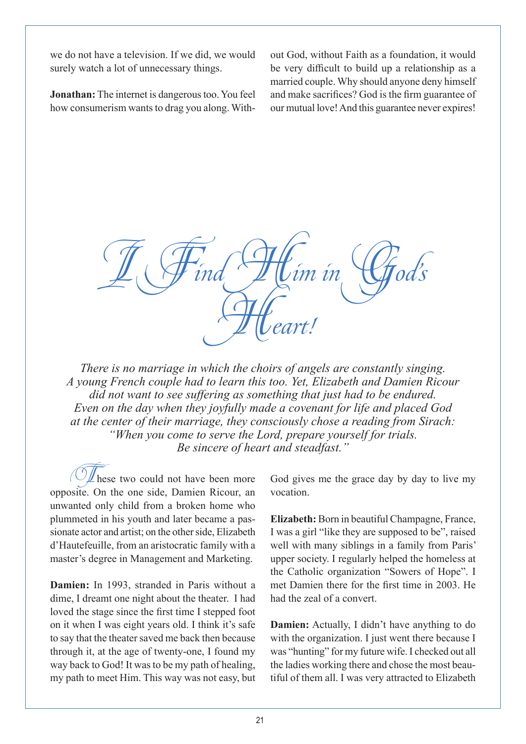we do not have a television. If we did, we would surely watch a lot of unnecessary things.

**Jonathan:** The internet is dangerous too. You feel how consumerism wants to drag you along. Without God, without Faith as a foundation, it would be very difficult to build up a relationship as a married couple. Why should anyone deny himself and make sacrifices? God is the firm guarantee of our mutual love! And this guarantee never expires!

# *I Find Him in God's Heart!*

*There is no marriage in which the choirs of angels are constantly singing. A young French couple had to learn this too. Yet, Elizabeth and Damien Ricour did not want to see suffering as something that just had to be endured. Even on the day when they joyfully made a covenant for life and placed God at the center of their marriage, they consciously chose a reading from Sirach: "When you come to serve the Lord, prepare yourself for trials. Be sincere of heart and steadfast."*

These two could not have been more opposite. On the one side, Damien Ricour, an unwanted only child from a broken home who plummeted in his youth and later became a passionate actor and artist; on the other side, Elizabeth d'Hautefeuille, from an aristocratic family with a master's degree in Management and Marketing.

**Damien:** In 1993, stranded in Paris without a dime, I dreamt one night about the theater. I had loved the stage since the first time I stepped foot on it when I was eight years old. I think it's safe to say that the theater saved me back then because through it, at the age of twenty-one, I found my way back to God! It was to be my path of healing, my path to meet Him. This way was not easy, but God gives me the grace day by day to live my vocation.

**Elizabeth:** Born in beautiful Champagne, France, I was a girl "like they are supposed to be", raised well with many siblings in a family from Paris' upper society. I regularly helped the homeless at the Catholic organization "Sowers of Hope". I met Damien there for the first time in 2003. He had the zeal of a convert.

**Damien:** Actually, I didn't have anything to do with the organization. I just went there because I was "hunting" for my future wife. I checked out all the ladies working there and chose the most beautiful of them all. I was very attracted to Elizabeth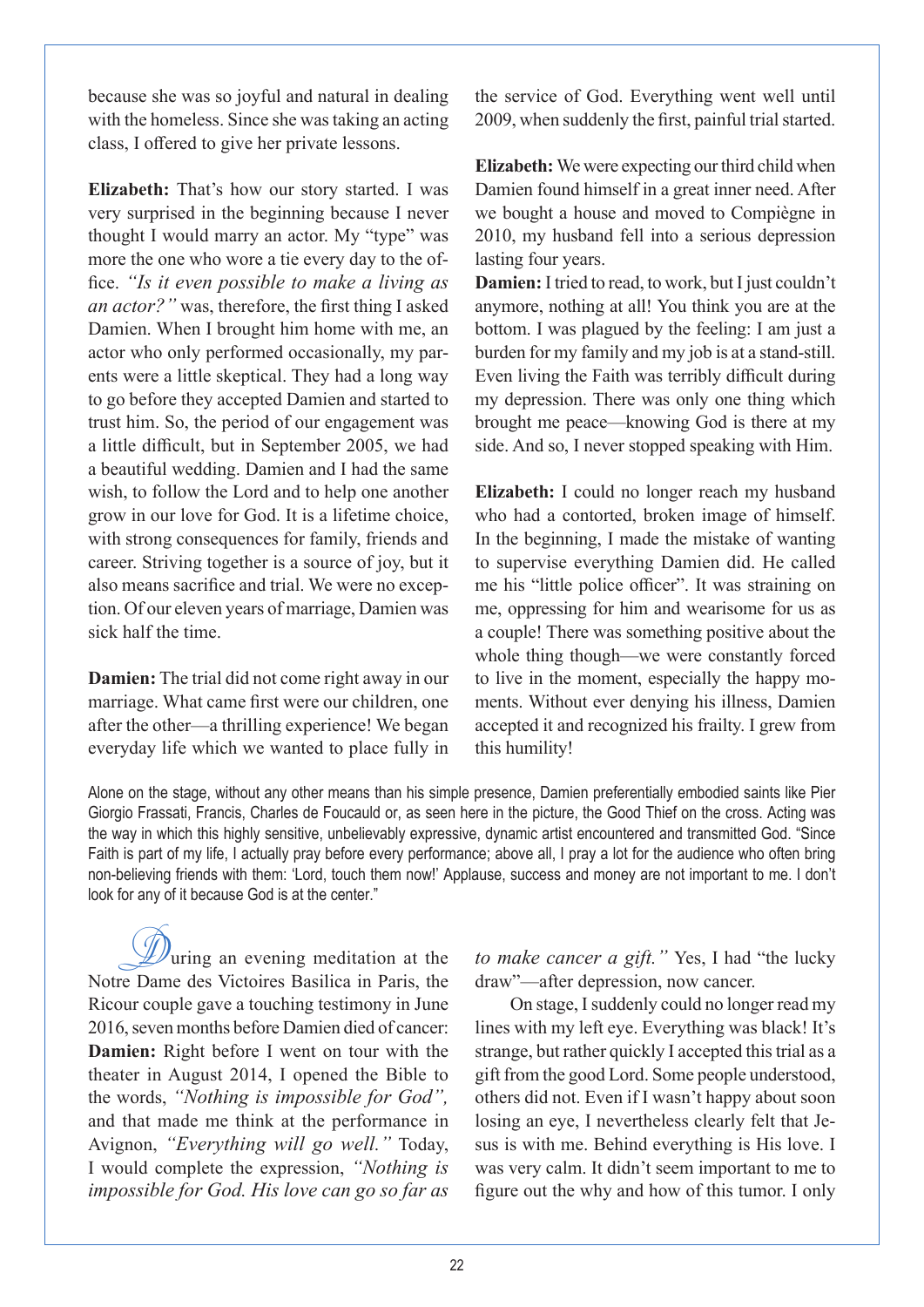because she was so joyful and natural in dealing with the homeless. Since she was taking an acting class, I offered to give her private lessons.

**Elizabeth:** That's how our story started. I was very surprised in the beginning because I never thought I would marry an actor. My "type" was more the one who wore a tie every day to the office. *"Is it even possible to make a living as an actor?"* was, therefore, the first thing I asked Damien. When I brought him home with me, an actor who only performed occasionally, my parents were a little skeptical. They had a long way to go before they accepted Damien and started to trust him. So, the period of our engagement was a little difficult, but in September 2005, we had a beautiful wedding. Damien and I had the same wish, to follow the Lord and to help one another grow in our love for God. It is a lifetime choice, with strong consequences for family, friends and career. Striving together is a source of joy, but it also means sacrifice and trial. We were no exception. Of our eleven years of marriage, Damien was sick half the time.

**Damien:** The trial did not come right away in our marriage. What came first were our children, one after the other—a thrilling experience! We began everyday life which we wanted to place fully in the service of God. Everything went well until 2009, when suddenly the first, painful trial started.

**Elizabeth:** We were expecting our third child when Damien found himself in a great inner need. After we bought a house and moved to Compiègne in 2010, my husband fell into a serious depression lasting four years.

**Damien:** I tried to read, to work, but I just couldn't anymore, nothing at all! You think you are at the bottom. I was plagued by the feeling: I am just a burden for my family and my job is at a stand-still. Even living the Faith was terribly difficult during my depression. There was only one thing which brought me peace—knowing God is there at my side. And so, I never stopped speaking with Him.

**Elizabeth:** I could no longer reach my husband who had a contorted, broken image of himself. In the beginning, I made the mistake of wanting to supervise everything Damien did. He called me his "little police officer". It was straining on me, oppressing for him and wearisome for us as a couple! There was something positive about the whole thing though—we were constantly forced to live in the moment, especially the happy moments. Without ever denying his illness, Damien accepted it and recognized his frailty. I grew from this humility!

Alone on the stage, without any other means than his simple presence, Damien preferentially embodied saints like Pier Giorgio Frassati, Francis, Charles de Foucauld or, as seen here in the picture, the Good Thief on the cross. Acting was the way in which this highly sensitive, unbelievably expressive, dynamic artist encountered and transmitted God. "Since Faith is part of my life, I actually pray before every performance; above all, I pray a lot for the audience who often bring non-believing friends with them: 'Lord, touch them now!' Applause, success and money are not important to me. I don't look for any of it because God is at the center."

During an evening meditation at the Notre Dame des Victoires Basilica in Paris, the Ricour couple gave a touching testimony in June 2016, seven months before Damien died of cancer:

**Damien:** Right before I went on tour with the theater in August 2014, I opened the Bible to the words, *"Nothing is impossible for God",* and that made me think at the performance in Avignon, *"Everything will go well."* Today, I would complete the expression, *"Nothing is impossible for God. His love can go so far as to make cancer a gift."* Yes, I had "the lucky draw"—after depression, now cancer.

On stage, I suddenly could no longer read my lines with my left eye. Everything was black! It's strange, but rather quickly I accepted this trial as a gift from the good Lord. Some people understood, others did not. Even if I wasn't happy about soon losing an eye, I nevertheless clearly felt that Jesus is with me. Behind everything is His love. I was very calm. It didn't seem important to me to figure out the why and how of this tumor. I only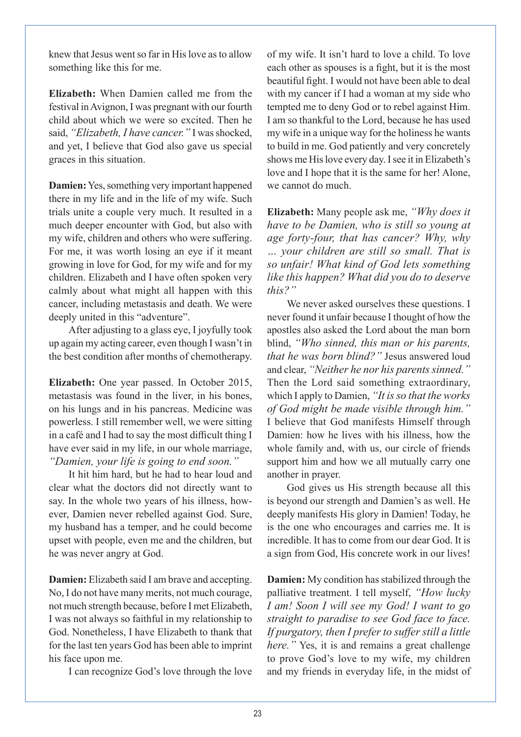knew that Jesus went so far in His love as to allow something like this for me.

**Elizabeth:** When Damien called me from the festival in Avignon, I was pregnant with our fourth child about which we were so excited. Then he said, *"Elizabeth, I have cancer."* I was shocked, and yet, I believe that God also gave us special graces in this situation.

**Damien:** Yes, something very important happened there in my life and in the life of my wife. Such trials unite a couple very much. It resulted in a much deeper encounter with God, but also with my wife, children and others who were suffering. For me, it was worth losing an eye if it meant growing in love for God, for my wife and for my children. Elizabeth and I have often spoken very calmly about what might all happen with this cancer, including metastasis and death. We were deeply united in this "adventure".

After adjusting to a glass eye, I joyfully took up again my acting career, even though I wasn't in the best condition after months of chemotherapy.

**Elizabeth:** One year passed. In October 2015, metastasis was found in the liver, in his bones, on his lungs and in his pancreas. Medicine was powerless. I still remember well, we were sitting in a café and I had to say the most difficult thing I have ever said in my life, in our whole marriage, *"Damien, your life is going to end soon."*

It hit him hard, but he had to hear loud and clear what the doctors did not directly want to say. In the whole two years of his illness, however, Damien never rebelled against God. Sure, my husband has a temper, and he could become upset with people, even me and the children, but he was never angry at God.

**Damien:** Elizabeth said I am brave and accepting. No, I do not have many merits, not much courage, not much strength because, before I met Elizabeth, I was not always so faithful in my relationship to God. Nonetheless, I have Elizabeth to thank that for the last ten years God has been able to imprint his face upon me.

I can recognize God's love through the love of my wife. It isn't hard to love a child. To love each other as spouses is a fight, but it is the most beautiful fight. I would not have been able to deal with my cancer if I had a woman at my side who tempted me to deny God or to rebel against Him. I am so thankful to the Lord, because he has used my wife in a unique way for the holiness he wants to build in me. God patiently and very concretely shows me His love every day. I see it in Elizabeth's love and I hope that it is the same for her! Alone, we cannot do much.

**Elizabeth:** Many people ask me, *"Why does it have to be Damien, who is still so young at age forty-four, that has cancer? Why, why … your children are still so small. That is so unfair! What kind of God lets something like this happen? What did you do to deserve this?"*

We never asked ourselves these questions. I never found it unfair because I thought of how the apostles also asked the Lord about the man born blind, *"Who sinned, this man or his parents, that he was born blind?"* Jesus answered loud and clear, *"Neither he nor his parents sinned."* Then the Lord said something extraordinary, which I apply to Damien, *"It is so that the works of God might be made visible through him."* I believe that God manifests Himself through Damien: how he lives with his illness, how the whole family and, with us, our circle of friends support him and how we all mutually carry one another in prayer.

God gives us His strength because all this is beyond our strength and Damien's as well. He deeply manifests His glory in Damien! Today, he is the one who encourages and carries me. It is incredible. It has to come from our dear God. It is a sign from God, His concrete work in our lives!

**Damien:** My condition has stabilized through the palliative treatment. I tell myself, *"How lucky I am! Soon I will see my God! I want to go straight to paradise to see God face to face. If purgatory, then I prefer to suffer still a little here."* Yes, it is and remains a great challenge to prove God's love to my wife, my children and my friends in everyday life, in the midst of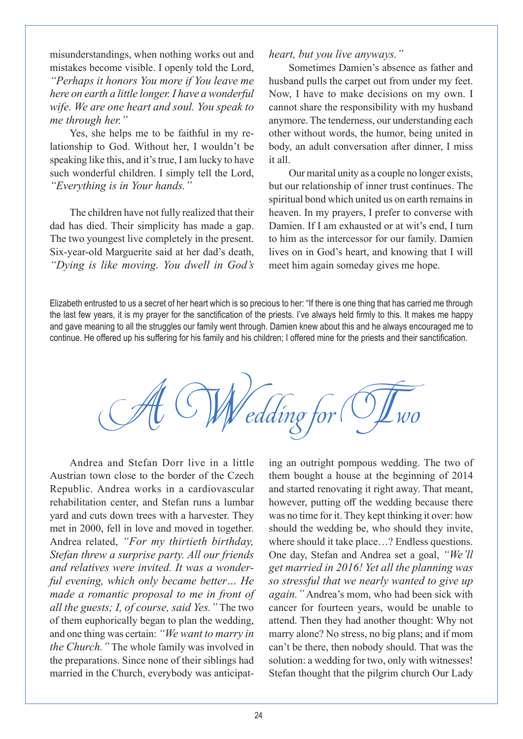misunderstandings, when nothing works out and mistakes become visible. I openly told the Lord, *"Perhaps it honors You more if You leave me here on earth a little longer. I have a wonderful wife. We are one heart and soul. You speak to me through her."*

Yes, she helps me to be faithful in my relationship to God. Without her, I wouldn't be speaking like this, and it's true, I am lucky to have such wonderful children. I simply tell the Lord, *"Everything is in Your hands."*

The children have not fully realized that their dad has died. Their simplicity has made a gap. The two youngest live completely in the present. Six-year-old Marguerite said at her dad's death, *"Dying is like moving. You dwell in God's heart, but you live anyways."*

Sometimes Damien's absence as father and husband pulls the carpet out from under my feet. Now, I have to make decisions on my own. I cannot share the responsibility with my husband anymore. The tenderness, our understanding each other without words, the humor, being united in body, an adult conversation after dinner, I miss it all.

Our marital unity as a couple no longer exists, but our relationship of inner trust continues. The spiritual bond which united us on earth remains in heaven. In my prayers, I prefer to converse with Damien. If I am exhausted or at wit's end, I turn to him as the intercessor for our family. Damien lives on in God's heart, and knowing that I will meet him again someday gives me hope.

Elizabeth entrusted to us a secret of her heart which is so precious to her: "If there is one thing that has carried me through the last few years, it is my prayer for the sanctification of the priests. I've always held firmly to this. It makes me happy and gave meaning to all the struggles our family went through. Damien knew about this and he always encouraged me to continue. He offered up his suffering for his family and his children; I offered mine for the priests and their sanctification.

# A Wedding for Two

Andrea and Stefan Dorr live in a little Austrian town close to the border of the Czech Republic. Andrea works in a cardiovascular rehabilitation center, and Stefan runs a lumbar yard and cuts down trees with a harvester. They met in 2000, fell in love and moved in together. Andrea related, *"For my thirtieth birthday, Stefan threw a surprise party. All our friends and relatives were invited. It was a wonderful evening, which only became better… He made a romantic proposal to me in front of all the guests; I, of course, said Yes."* The two of them euphorically began to plan the wedding, and one thing was certain: *"We want to marry in the Church."* The whole family was involved in the preparations. Since none of their siblings had married in the Church, everybody was anticipating an outright pompous wedding. The two of them bought a house at the beginning of 2014 and started renovating it right away. That meant, however, putting off the wedding because there was no time for it. They kept thinking it over: how should the wedding be, who should they invite, where should it take place…? Endless questions. One day, Stefan and Andrea set a goal, *"We'll get married in 2016! Yet all the planning was so stressful that we nearly wanted to give up again."* Andrea's mom, who had been sick with cancer for fourteen years, would be unable to attend. Then they had another thought: Why not marry alone? No stress, no big plans; and if mom can't be there, then nobody should. That was the solution: a wedding for two, only with witnesses! Stefan thought that the pilgrim church Our Lady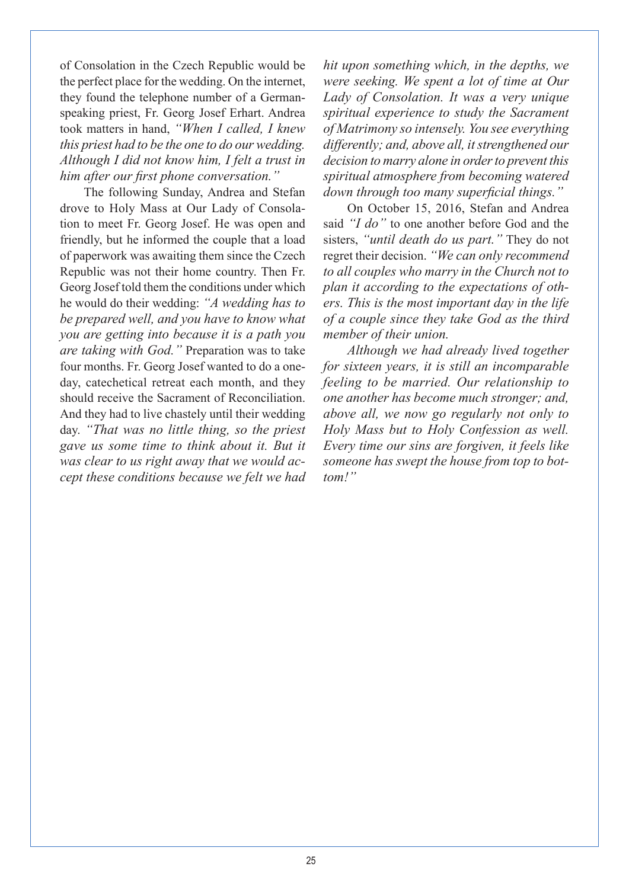of Consolation in the Czech Republic would be the perfect place for the wedding. On the internet, they found the telephone number of a German-speaking priest, Fr. Georg Josef Erhart. Andrea took matters in hand, *"When I called, I knew this priest had to be the one to do our wedding. Although I did not know him, I felt a trust in him after our first phone conversation."*

The following Sunday, Andrea and Stefan drove to Holy Mass at Our Lady of Consolation to meet Fr. Georg Josef. He was open and friendly, but he informed the couple that a load of paperwork was awaiting them since the Czech Republic was not their home country. Then Fr. Georg Josef told them the conditions under which he would do their wedding: *"A wedding has to be prepared well, and you have to know what you are getting into because it is a path you are taking with God."* Preparation was to take four months. Fr. Georg Josef wanted to do a one-day, catechetical retreat each month, and they should receive the Sacrament of Reconciliation. And they had to live chastely until their wedding day. *"That was no little thing, so the priest gave us some time to think about it. But it was clear to us right away that we would accept these conditions because we felt we had hit upon something which, in the depths, we were seeking. We spent a lot of time at Our Lady of Consolation. It was a very unique spiritual experience to study the Sacrament of Matrimony so intensely. You see everything differently; and, above all, it strengthened our decision to marry alone in order to prevent this spiritual atmosphere from becoming watered down through too many superficial things."*

On October 15, 2016, Stefan and Andrea said *"I do"* to one another before God and the sisters, *"until death do us part."* They do not regret their decision. *"We can only recommend to all couples who marry in the Church not to plan it according to the expectations of others. This is the most important day in the life of a couple since they take God as the third member of their union.*

*Although we had already lived together for sixteen years, it is still an incomparable feeling to be married. Our relationship to one another has become much stronger; and, above all, we now go regularly not only to Holy Mass but to Holy Confession as well. Every time our sins are forgiven, it feels like someone has swept the house from top to bottom!"*